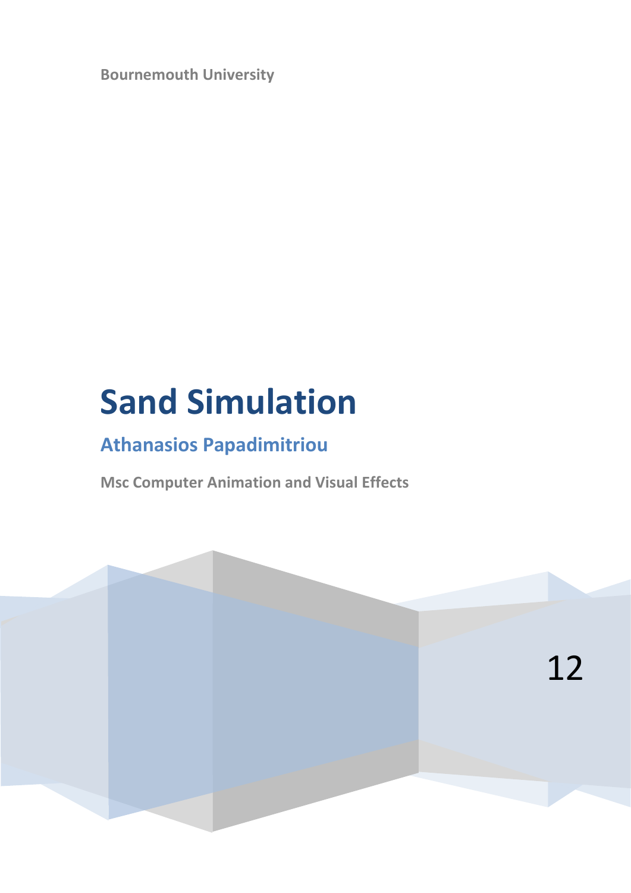Bournemouth University

# Sand Simulation

## Athanasios Papadimitriou

**Msc Computer Animation and Visual Effects**

12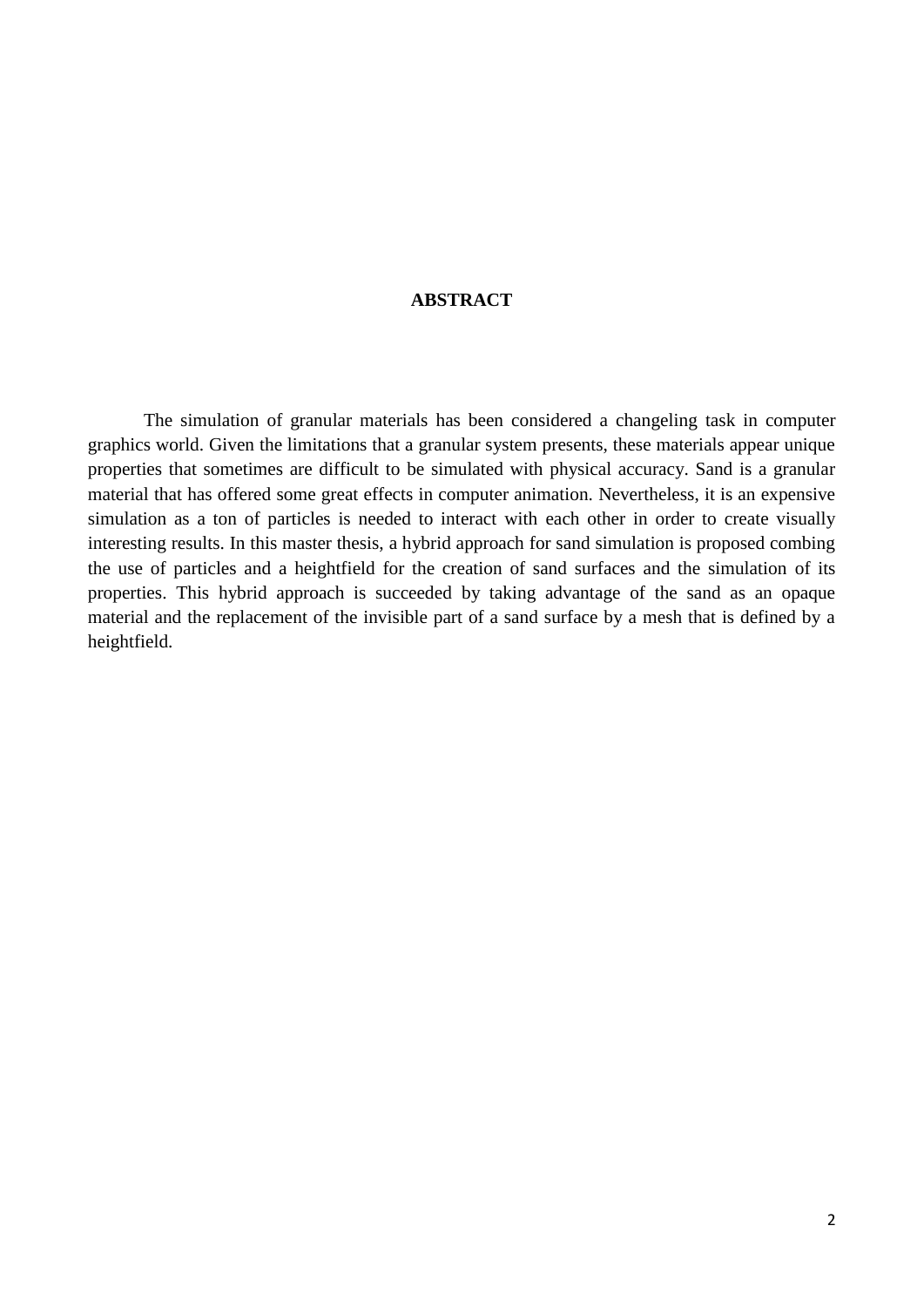# ABSTRACT

The simulation of granular materials has been considered a changeling task in computer graphics world. Given the limitations that a granular system presents, these materials appear unique properties that sometimes are difficult to be simulated with physical accuracy. Sand is a granular material that has offered some great effects in computer animation. Nevertheless, it is an expensive simulation as a ton of particles is needed to interact with each other in order to create visually interesting results. In this master thesis, a hybrid approach for sand simulation is proposed combing the use of particles and a heightfield for the creation of sand surfaces and the simulation of its properties. This hybrid approach is succeeded by taking advantage of the sand as an opaque material and the replacement of the invisible part of a sand surface by a mesh that is defined by a heightfield.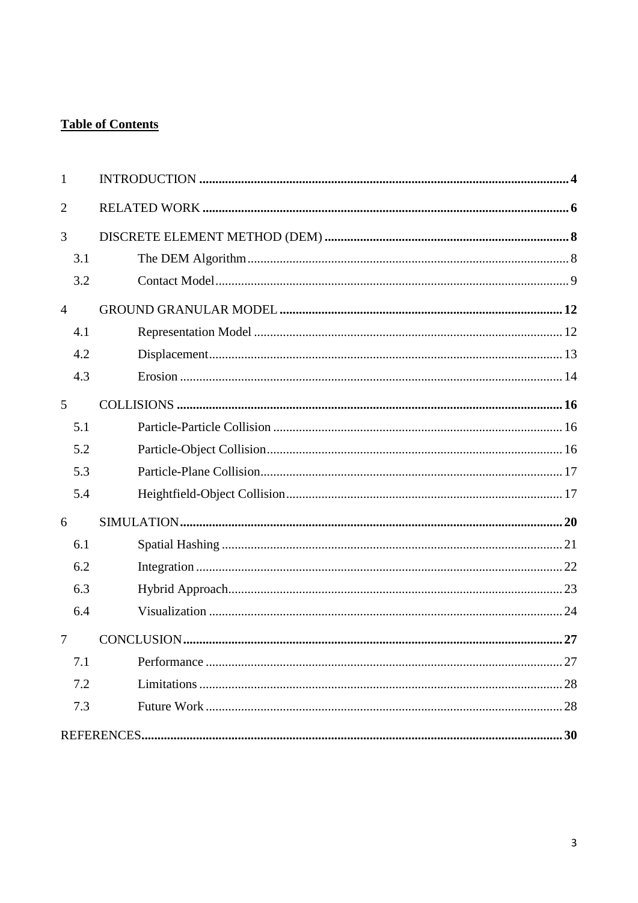**Table of Contents**

1 INTRODUCTION .......... 4

2 RELATED WORK .......... 6

3 DISCRETE ELEMENT METHOD (DEM) .......... 8

- 3.1 The DEM Algorithm .......... 8
- 3.2 Contact Model .......... 9

4 GROUND GRANULAR MODEL .......... 12

- 4.1 Representation Model .......... 12
- 4.2 Displacement .......... 13
- 4.3 Erosion .......... 14

5 COLLISIONS .......... 16

- 5.1 Particle-Particle Collision .......... 16
- 5.2 Particle-Object Collision .......... 16
- 5.3 Particle-Plane Collision .......... 17
- 5.4 Heightfield-Object Collision .......... 17

6 SIMULATION .......... 20

- 6.1 Spatial Hashing .......... 21
- 6.2 Integration .......... 22
- 6.3 Hybrid Approach .......... 23
- 6.4 Visualization .......... 24

7 CONCLUSION .......... 27

- 7.1 Performance .......... 27
- 7.2 Limitations .......... 28
- 7.3 Future Work .......... 28

REFERENCES .......... 30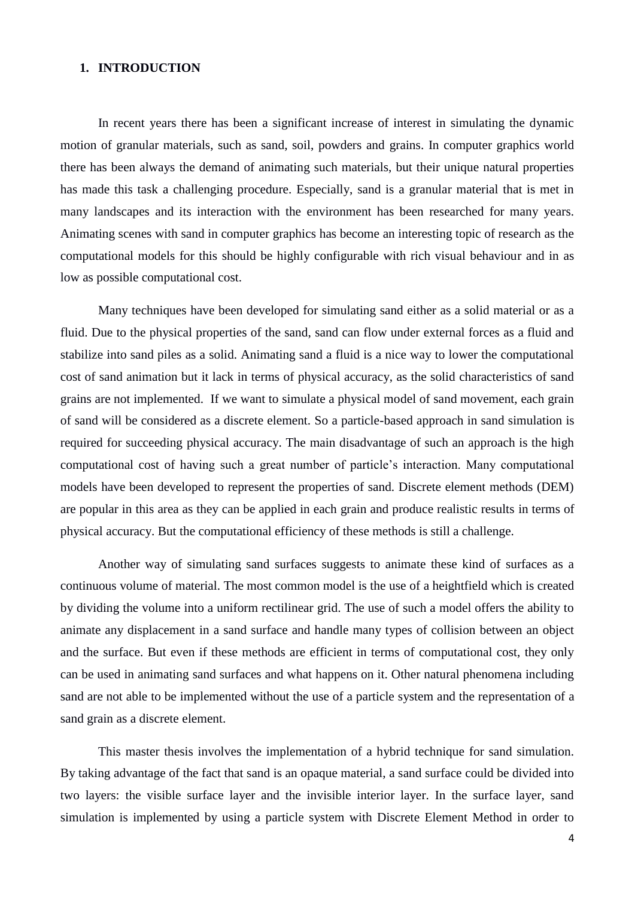# 1. INTRODUCTION

In recent years there has been a significant increase of interest in simulating the dynamic motion of granular materials, such as sand, soil, powders and grains. In computer graphics world there has been always the demand of animating such materials, but their unique natural properties has made this task a challenging procedure. Especially, sand is a granular material that is met in many landscapes and its interaction with the environment has been researched for many years. Animating scenes with sand in computer graphics has become an interesting topic of research as the computational models for this should be highly configurable with rich visual behaviour and in as low as possible computational cost.

Many techniques have been developed for simulating sand either as a solid material or as a fluid. Due to the physical properties of the sand, sand can flow under external forces as a fluid and stabilize into sand piles as a solid. Animating sand a fluid is a nice way to lower the computational cost of sand animation but it lack in terms of physical accuracy, as the solid characteristics of sand grains are not implemented. If we want to simulate a physical model of sand movement, each grain of sand will be considered as a discrete element. So a particle-based approach in sand simulation is required for succeeding physical accuracy. The main disadvantage of such an approach is the high computational cost of having such a great number of particle's interaction. Many computational models have been developed to represent the properties of sand. Discrete element methods (DEM) are popular in this area as they can be applied in each grain and produce realistic results in terms of physical accuracy. But the computational efficiency of these methods is still a challenge.

Another way of simulating sand surfaces suggests to animate these kind of surfaces as a continuous volume of material. The most common model is the use of a heightfield which is created by dividing the volume into a uniform rectilinear grid. The use of such a model offers the ability to animate any displacement in a sand surface and handle many types of collision between an object and the surface. But even if these methods are efficient in terms of computational cost, they only can be used in animating sand surfaces and what happens on it. Other natural phenomena including sand are not able to be implemented without the use of a particle system and the representation of a sand grain as a discrete element.

This master thesis involves the implementation of a hybrid technique for sand simulation. By taking advantage of the fact that sand is an opaque material, a sand surface could be divided into two layers: the visible surface layer and the invisible interior layer. In the surface layer, sand simulation is implemented by using a particle system with Discrete Element Method in order to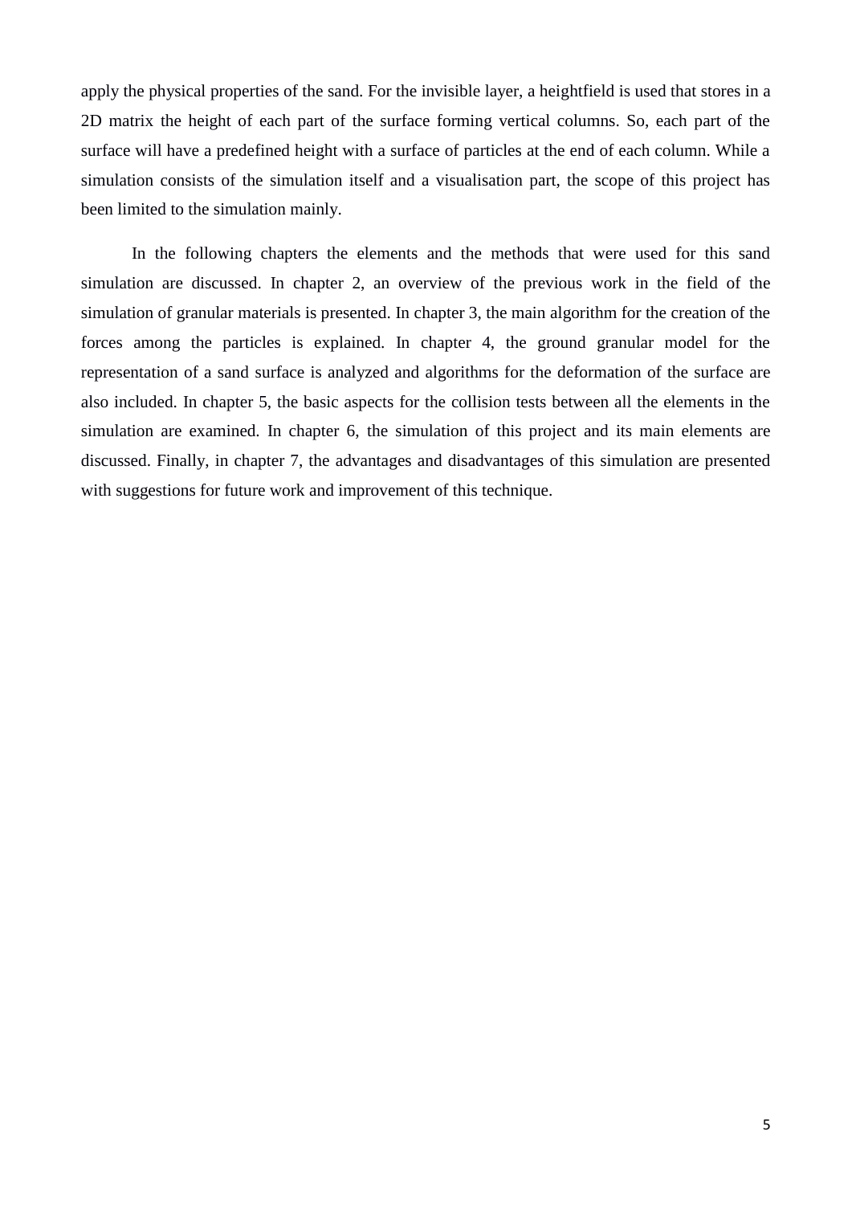apply the physical properties of the sand. For the invisible layer, a heightfield is used that stores in a 2D matrix the height of each part of the surface forming vertical columns. So, each part of the surface will have a predefined height with a surface of particles at the end of each column. While a simulation consists of the simulation itself and a visualisation part, the scope of this project has been limited to the simulation mainly.

In the following chapters the elements and the methods that were used for this sand simulation are discussed. In chapter 2, an overview of the previous work in the field of the simulation of granular materials is presented. In chapter 3, the main algorithm for the creation of the forces among the particles is explained. In chapter 4, the ground granular model for the representation of a sand surface is analyzed and algorithms for the deformation of the surface are also included. In chapter 5, the basic aspects for the collision tests between all the elements in the simulation are examined. In chapter 6, the simulation of this project and its main elements are discussed. Finally, in chapter 7, the advantages and disadvantages of this simulation are presented with suggestions for future work and improvement of this technique.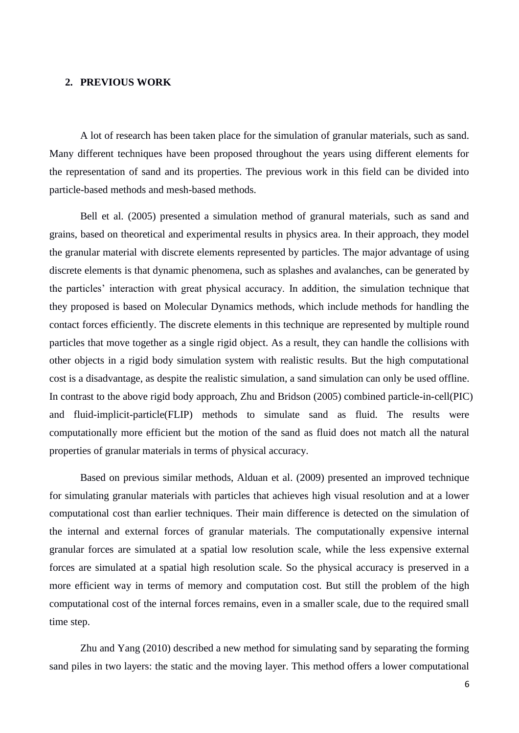## 2. PREVIOUS WORK

A lot of research has been taken place for the simulation of granular materials, such as sand. Many different techniques have been proposed throughout the years using different elements for the representation of sand and its properties. The previous work in this field can be divided into particle-based methods and mesh-based methods.

Bell et al. (2005) presented a simulation method of granural materials, such as sand and grains, based on theoretical and experimental results in physics area. In their approach, they model the granular material with discrete elements represented by particles. The major advantage of using discrete elements is that dynamic phenomena, such as splashes and avalanches, can be generated by the particles' interaction with great physical accuracy. In addition, the simulation technique that they proposed is based on Molecular Dynamics methods, which include methods for handling the contact forces efficiently. The discrete elements in this technique are represented by multiple round particles that move together as a single rigid object. As a result, they can handle the collisions with other objects in a rigid body simulation system with realistic results. But the high computational cost is a disadvantage, as despite the realistic simulation, a sand simulation can only be used offline. In contrast to the above rigid body approach, Zhu and Bridson (2005) combined particle-in-cell(PIC) and fluid-implicit-particle(FLIP) methods to simulate sand as fluid. The results were computationally more efficient but the motion of the sand as fluid does not match all the natural properties of granular materials in terms of physical accuracy.

Based on previous similar methods, Alduan et al. (2009) presented an improved technique for simulating granular materials with particles that achieves high visual resolution and at a lower computational cost than earlier techniques. Their main difference is detected on the simulation of the internal and external forces of granular materials. The computationally expensive internal granular forces are simulated at a spatial low resolution scale, while the less expensive external forces are simulated at a spatial high resolution scale. So the physical accuracy is preserved in a more efficient way in terms of memory and computation cost. But still the problem of the high computational cost of the internal forces remains, even in a smaller scale, due to the required small time step.

Zhu and Yang (2010) described a new method for simulating sand by separating the forming sand piles in two layers: the static and the moving layer. This method offers a lower computational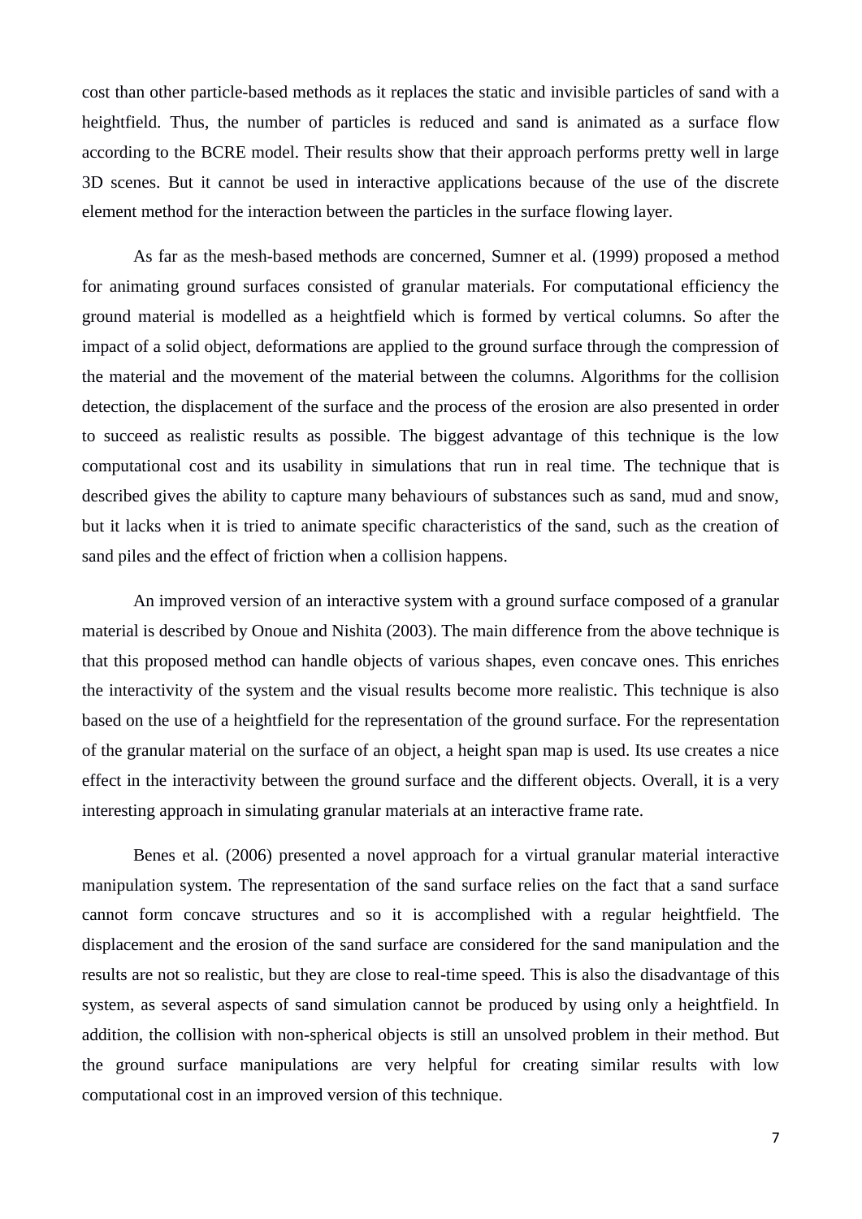cost than other particle-based methods as it replaces the static and invisible particles of sand with a heightfield. Thus, the number of particles is reduced and sand is animated as a surface flow according to the BCRE model. Their results show that their approach performs pretty well in large 3D scenes. But it cannot be used in interactive applications because of the use of the discrete element method for the interaction between the particles in the surface flowing layer.

As far as the mesh-based methods are concerned, Sumner et al. (1999) proposed a method for animating ground surfaces consisted of granular materials. For computational efficiency the ground material is modelled as a heightfield which is formed by vertical columns. So after the impact of a solid object, deformations are applied to the ground surface through the compression of the material and the movement of the material between the columns. Algorithms for the collision detection, the displacement of the surface and the process of the erosion are also presented in order to succeed as realistic results as possible. The biggest advantage of this technique is the low computational cost and its usability in simulations that run in real time. The technique that is described gives the ability to capture many behaviours of substances such as sand, mud and snow, but it lacks when it is tried to animate specific characteristics of the sand, such as the creation of sand piles and the effect of friction when a collision happens.

An improved version of an interactive system with a ground surface composed of a granular material is described by Onoue and Nishita (2003). The main difference from the above technique is that this proposed method can handle objects of various shapes, even concave ones. This enriches the interactivity of the system and the visual results become more realistic. This technique is also based on the use of a heightfield for the representation of the ground surface. For the representation of the granular material on the surface of an object, a height span map is used. Its use creates a nice effect in the interactivity between the ground surface and the different objects. Overall, it is a very interesting approach in simulating granular materials at an interactive frame rate.

Benes et al. (2006) presented a novel approach for a virtual granular material interactive manipulation system. The representation of the sand surface relies on the fact that a sand surface cannot form concave structures and so it is accomplished with a regular heightfield. The displacement and the erosion of the sand surface are considered for the sand manipulation and the results are not so realistic, but they are close to real-time speed. This is also the disadvantage of this system, as several aspects of sand simulation cannot be produced by using only a heightfield. In addition, the collision with non-spherical objects is still an unsolved problem in their method. But the ground surface manipulations are very helpful for creating similar results with low computational cost in an improved version of this technique.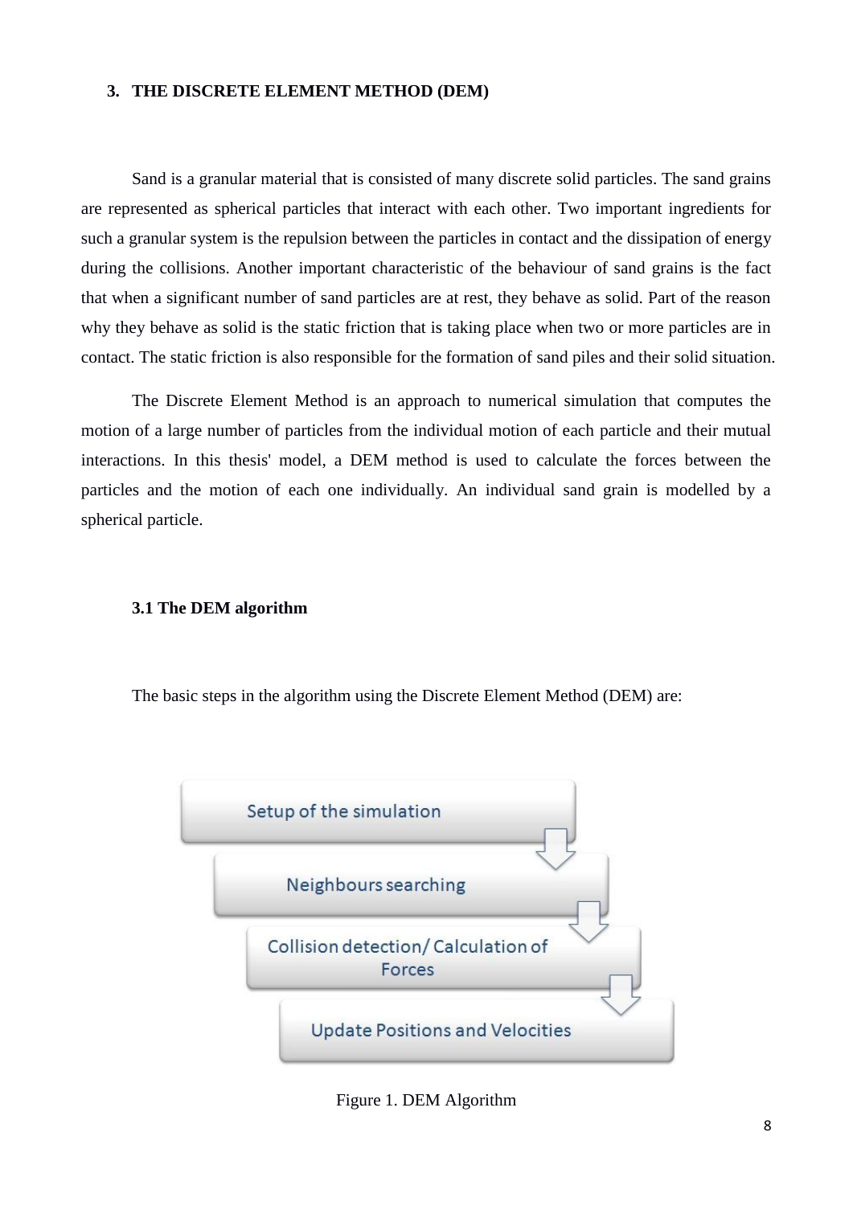# 3. THE DISCRETE ELEMENT METHOD (DEM)

Sand is a granular material that is consisted of many discrete solid particles. The sand grains are represented as spherical particles that interact with each other. Two important ingredients for such a granular system is the repulsion between the particles in contact and the dissipation of energy during the collisions. Another important characteristic of the behaviour of sand grains is the fact that when a significant number of sand particles are at rest, they behave as solid. Part of the reason why they behave as solid is the static friction that is taking place when two or more particles are in contact. The static friction is also responsible for the formation of sand piles and their solid situation.

The Discrete Element Method is an approach to numerical simulation that computes the motion of a large number of particles from the individual motion of each particle and their mutual interactions. In this thesis' model, a DEM method is used to calculate the forces between the particles and the motion of each one individually. An individual sand grain is modelled by a spherical particle.

## 3.1 The DEM algorithm

The basic steps in the algorithm using the Discrete Element Method (DEM) are:

Setup of the simulation

Neighbours searching

Collision detection/ Calculation of Forces

Update Positions and Velocities

Figure 1. DEM Algorithm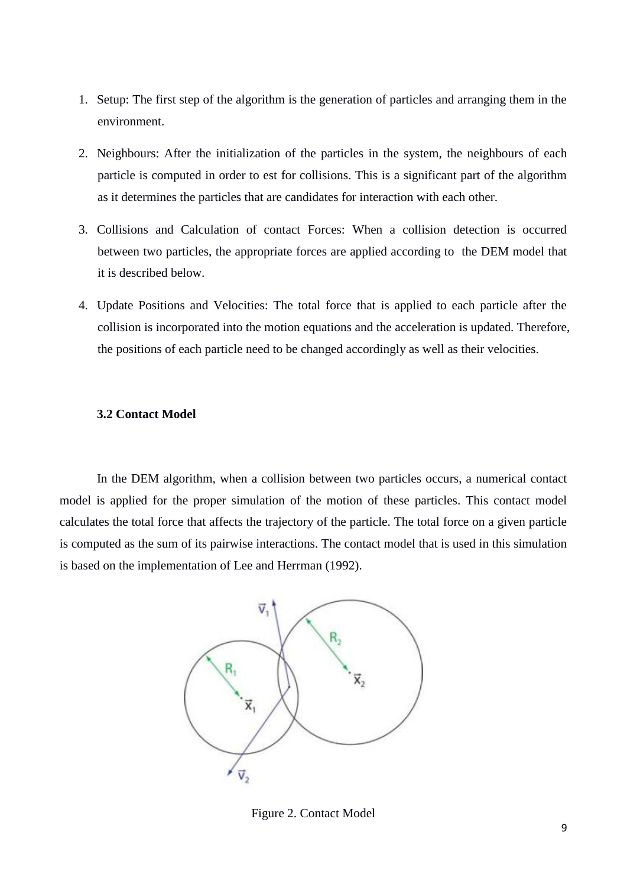1. Setup: The first step of the algorithm is the generation of particles and arranging them in the environment.

2. Neighbours: After the initialization of the particles in the system, the neighbours of each particle is computed in order to est for collisions. This is a significant part of the algorithm as it determines the particles that are candidates for interaction with each other.

3. Collisions and Calculation of contact Forces: When a collision detection is occurred between two particles, the appropriate forces are applied according to the DEM model that it is described below.

4. Update Positions and Velocities: The total force that is applied to each particle after the collision is incorporated into the motion equations and the acceleration is updated. Therefore, the positions of each particle need to be changed accordingly as well as their velocities.

### 3.2 Contact Model

In the DEM algorithm, when a collision between two particles occurs, a numerical contact model is applied for the proper simulation of the motion of these particles. This contact model calculates the total force that affects the trajectory of the particle. The total force on a given particle is computed as the sum of its pairwise interactions. The contact model that is used in this simulation is based on the implementation of Lee and Herrman (1992).

Figure 2. Contact Model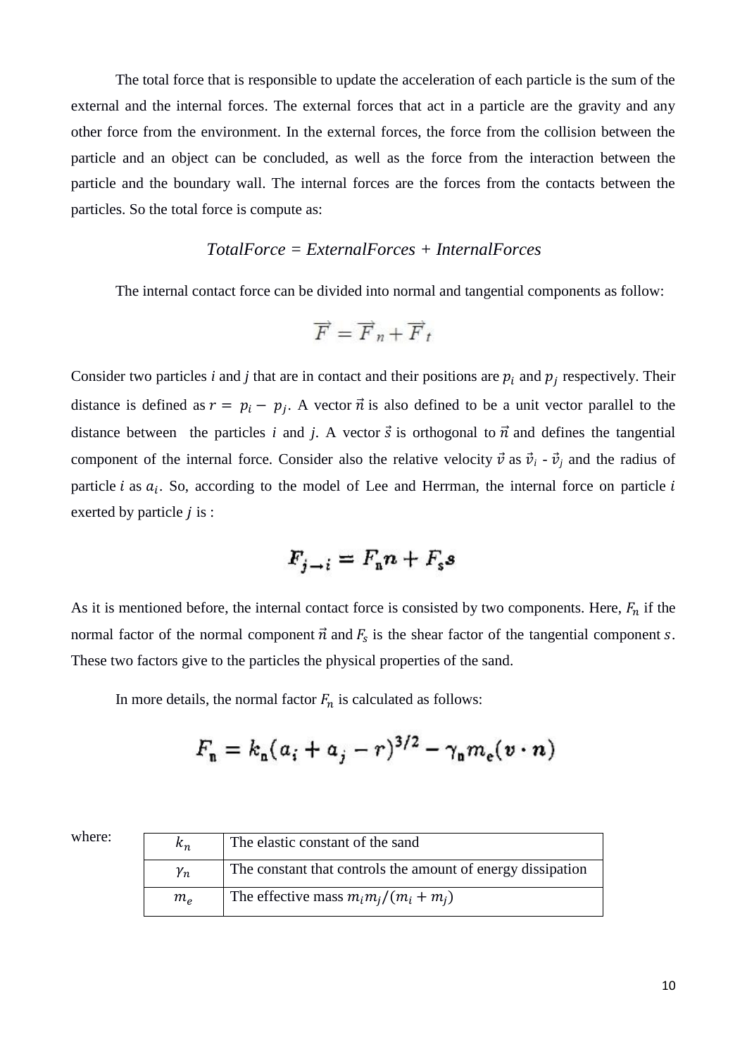The total force that is responsible to update the acceleration of each particle is the sum of the external and the internal forces. The external forces that act in a particle are the gravity and any other force from the environment. In the external forces, the force from the collision between the particle and an object can be concluded, as well as the force from the interaction between the particle and the boundary wall. The internal forces are the forces from the contacts between the particles. So the total force is compute as:

$$TotalForce = ExternalForces + InternalForces$$

The internal contact force can be divided into normal and tangential components as follow:

$$\vec{F} = \vec{F}_n + \vec{F}_t$$

Consider two particles *i* and *j* that are in contact and their positions are $p_i$ and $p_j$ respectively. Their distance is defined as $r = p_i - p_j$. A vector $\vec{n}$ is also defined to be a unit vector parallel to the distance between the particles *i* and *j*. A vector $\vec{s}$ is orthogonal to $\vec{n}$ and defines the tangential component of the internal force. Consider also the relative velocity $\vec{v}$ as $\vec{v}_i$ - $\vec{v}_j$ and the radius of particle $i$ as $a_i$. So, according to the model of Lee and Herrman, the internal force on particle $i$ exerted by particle $j$ is :

$$\boldsymbol{F}_{j \to i} = F_n \boldsymbol{n} + F_s \boldsymbol{s}$$

As it is mentioned before, the internal contact force is consisted by two components. Here, $F_n$ if the normal factor of the normal component $\vec{n}$ and $F_s$ is the shear factor of the tangential component $s$. These two factors give to the particles the physical properties of the sand.

In more details, the normal factor $F_n$ is calculated as follows:

$$F_n = k_n (a_i + a_j - r)^{3/2} - \gamma_n m_e (\boldsymbol{v} \cdot \boldsymbol{n})$$

where:

| | |
|---|---|
| $k_n$ | The elastic constant of the sand |
| $\gamma_n$ | The constant that controls the amount of energy dissipation |
| $m_e$ | The effective mass $m_i m_j / (m_i + m_j)$ |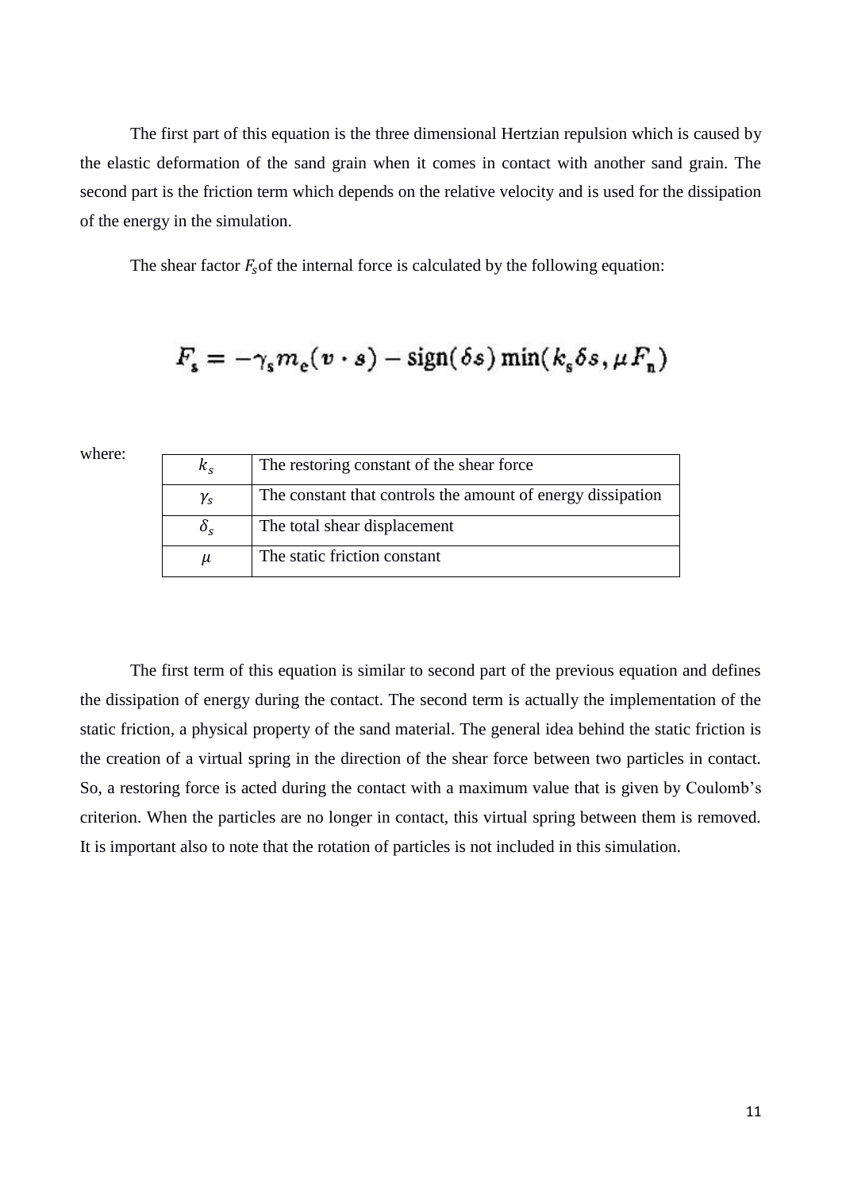The first part of this equation is the three dimensional Hertzian repulsion which is caused by the elastic deformation of the sand grain when it comes in contact with another sand grain. The second part is the friction term which depends on the relative velocity and is used for the dissipation of the energy in the simulation.

The shear factor $F_s$of the internal force is calculated by the following equation:

$$F_s = -\gamma_s m_e (v \cdot s) - \mathrm{sign}(\delta s) \min(k_s \delta s, \mu F_n)$$

where:

| | |
|---|---|
| $k_s$ | The restoring constant of the shear force |
| $\gamma_s$ | The constant that controls the amount of energy dissipation |
| $\delta_s$ | The total shear displacement |
| $\mu$ | The static friction constant |

The first term of this equation is similar to second part of the previous equation and defines the dissipation of energy during the contact. The second term is actually the implementation of the static friction, a physical property of the sand material. The general idea behind the static friction is the creation of a virtual spring in the direction of the shear force between two particles in contact. So, a restoring force is acted during the contact with a maximum value that is given by Coulomb's criterion. When the particles are no longer in contact, this virtual spring between them is removed. It is important also to note that the rotation of particles is not included in this simulation.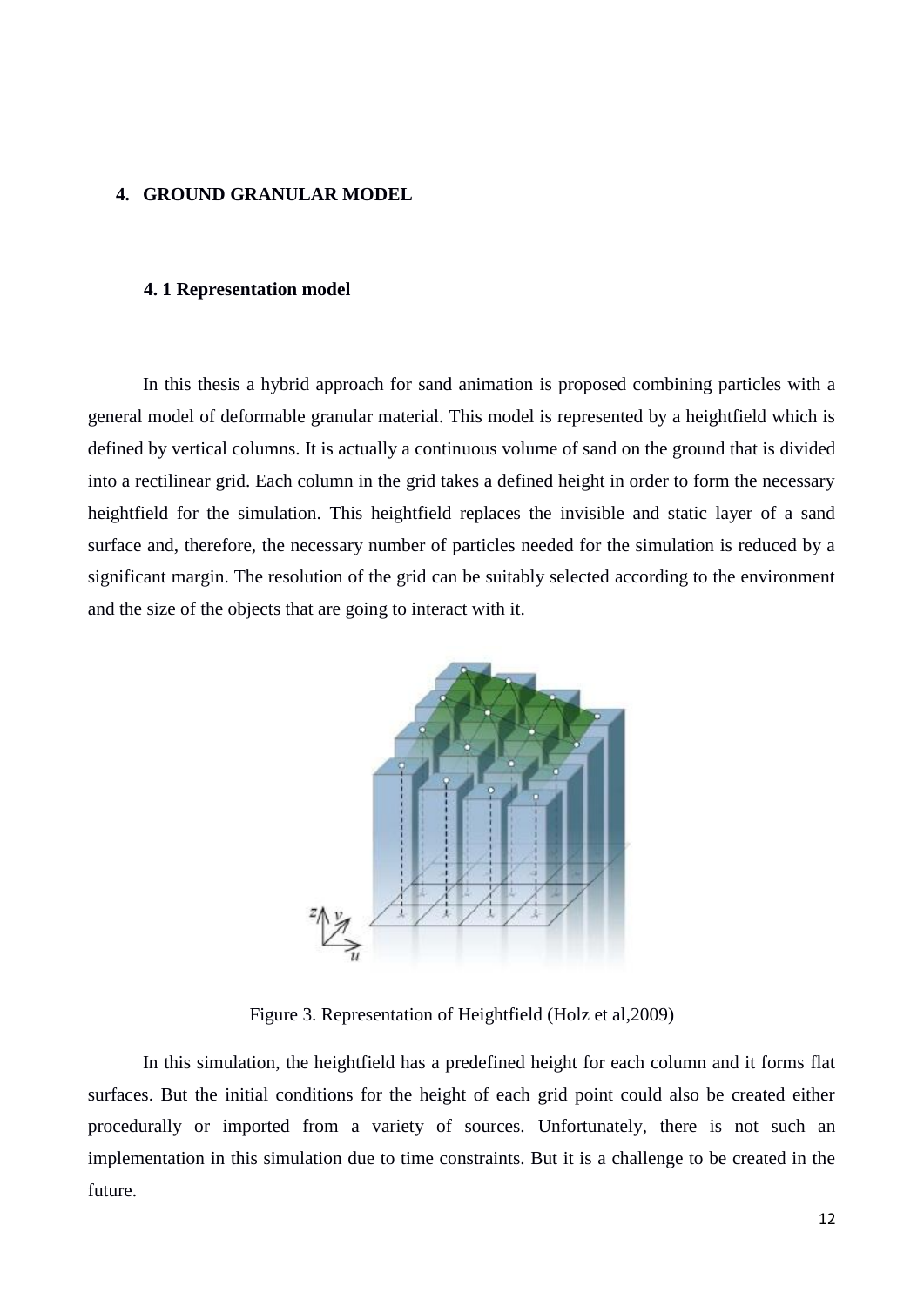# 4. GROUND GRANULAR MODEL

## 4. 1 Representation model

In this thesis a hybrid approach for sand animation is proposed combining particles with a general model of deformable granular material. This model is represented by a heightfield which is defined by vertical columns. It is actually a continuous volume of sand on the ground that is divided into a rectilinear grid. Each column in the grid takes a defined height in order to form the necessary heightfield for the simulation. This heightfield replaces the invisible and static layer of a sand surface and, therefore, the necessary number of particles needed for the simulation is reduced by a significant margin. The resolution of the grid can be suitably selected according to the environment and the size of the objects that are going to interact with it.

Figure 3. Representation of Heightfield (Holz et al,2009)

In this simulation, the heightfield has a predefined height for each column and it forms flat surfaces. But the initial conditions for the height of each grid point could also be created either procedurally or imported from a variety of sources. Unfortunately, there is not such an implementation in this simulation due to time constraints. But it is a challenge to be created in the future.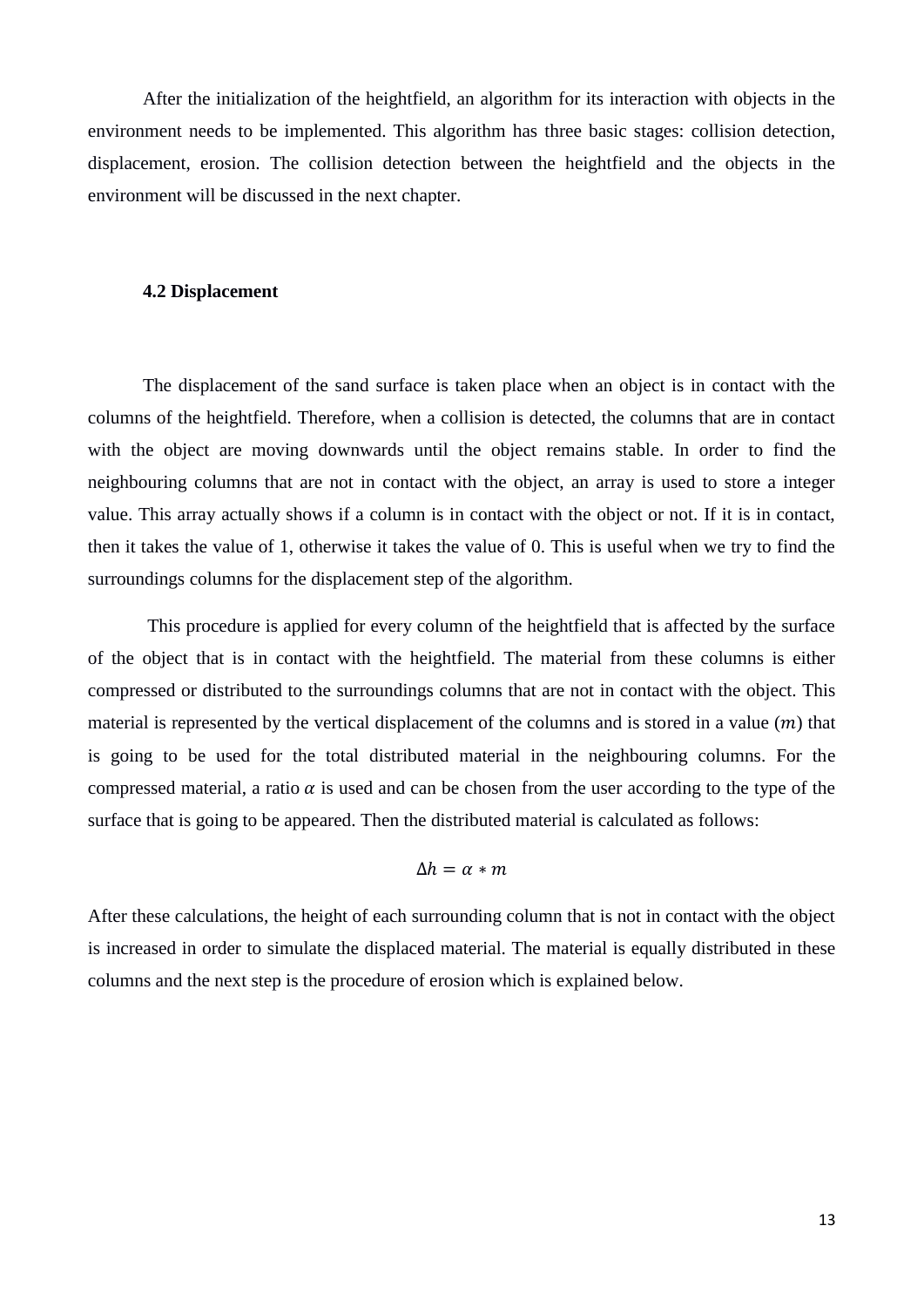After the initialization of the heightfield, an algorithm for its interaction with objects in the environment needs to be implemented. This algorithm has three basic stages: collision detection, displacement, erosion. The collision detection between the heightfield and the objects in the environment will be discussed in the next chapter.

### 4.2 Displacement

The displacement of the sand surface is taken place when an object is in contact with the columns of the heightfield. Therefore, when a collision is detected, the columns that are in contact with the object are moving downwards until the object remains stable. In order to find the neighbouring columns that are not in contact with the object, an array is used to store a integer value. This array actually shows if a column is in contact with the object or not. If it is in contact, then it takes the value of 1, otherwise it takes the value of 0. This is useful when we try to find the surroundings columns for the displacement step of the algorithm.

This procedure is applied for every column of the heightfield that is affected by the surface of the object that is in contact with the heightfield. The material from these columns is either compressed or distributed to the surroundings columns that are not in contact with the object. This material is represented by the vertical displacement of the columns and is stored in a value ($m$) that is going to be used for the total distributed material in the neighbouring columns. For the compressed material, a ratio $\alpha$ is used and can be chosen from the user according to the type of the surface that is going to be appeared. Then the distributed material is calculated as follows:

$$\Delta h = \alpha * m$$

After these calculations, the height of each surrounding column that is not in contact with the object is increased in order to simulate the displaced material. The material is equally distributed in these columns and the next step is the procedure of erosion which is explained below.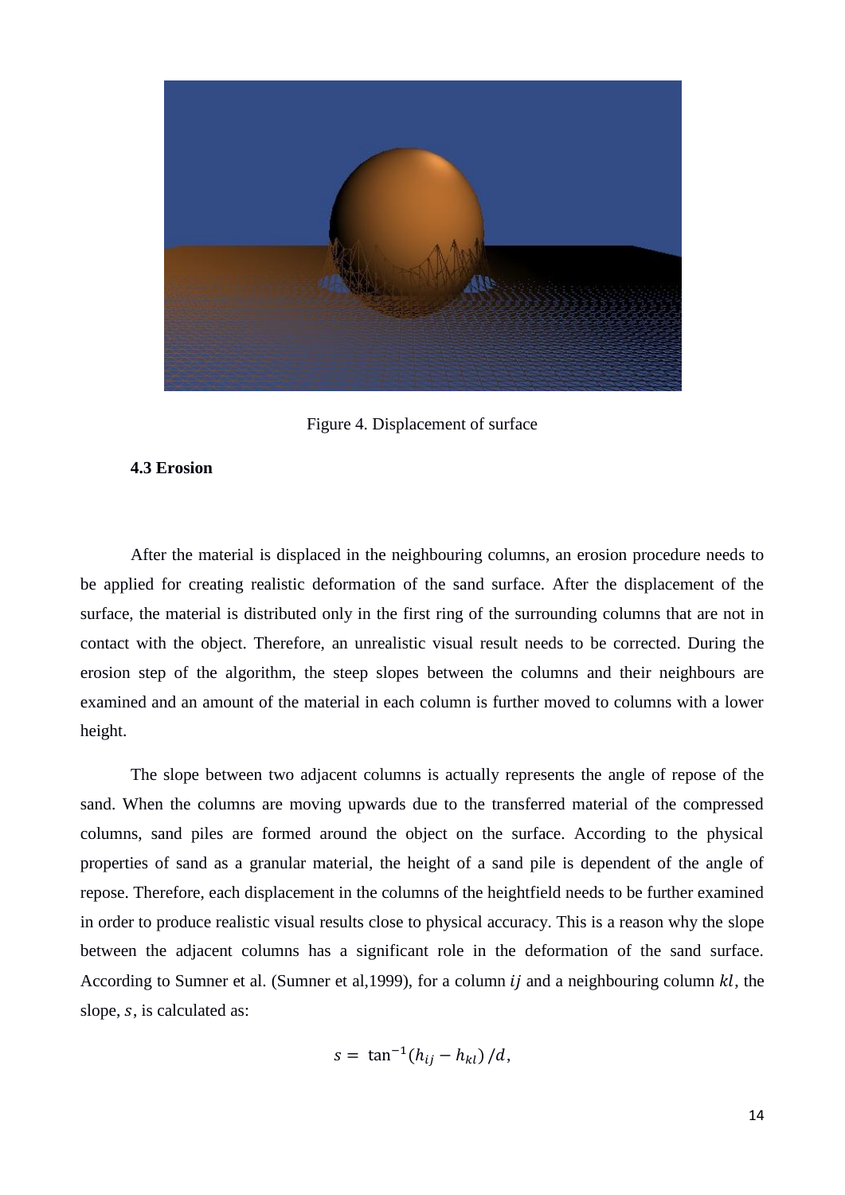Figure 4. Displacement of surface

### 4.3 Erosion

After the material is displaced in the neighbouring columns, an erosion procedure needs to be applied for creating realistic deformation of the sand surface. After the displacement of the surface, the material is distributed only in the first ring of the surrounding columns that are not in contact with the object. Therefore, an unrealistic visual result needs to be corrected. During the erosion step of the algorithm, the steep slopes between the columns and their neighbours are examined and an amount of the material in each column is further moved to columns with a lower height.

The slope between two adjacent columns is actually represents the angle of repose of the sand. When the columns are moving upwards due to the transferred material of the compressed columns, sand piles are formed around the object on the surface. According to the physical properties of sand as a granular material, the height of a sand pile is dependent of the angle of repose. Therefore, each displacement in the columns of the heightfield needs to be further examined in order to produce realistic visual results close to physical accuracy. This is a reason why the slope between the adjacent columns has a significant role in the deformation of the sand surface. According to Sumner et al. (Sumner et al,1999), for a column $ij$ and a neighbouring column $kl$, the slope, $s$, is calculated as:

$$s = \tan^{-1}(h_{ij} - h_{kl})/d,$$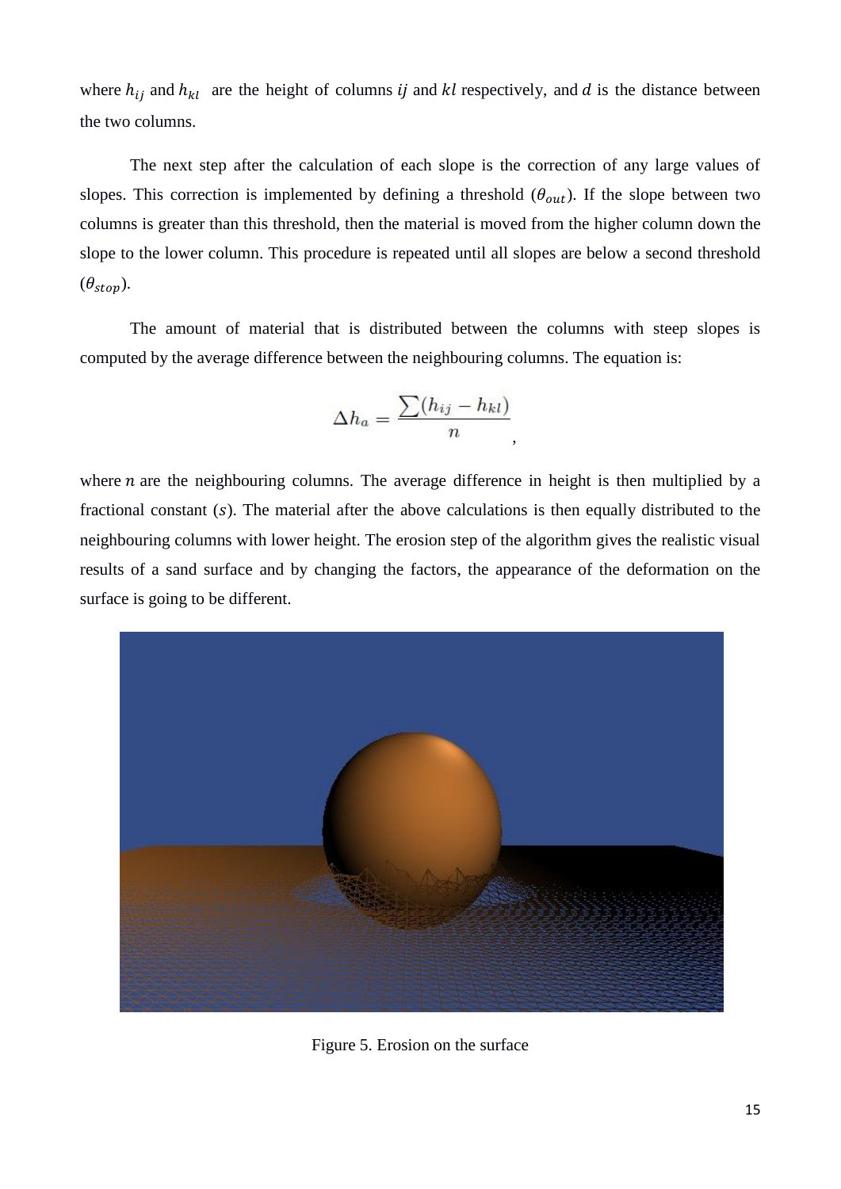where $h_{ij}$ and $h_{kl}$ are the height of columns $ij$ and $kl$ respectively, and $d$ is the distance between the two columns.

The next step after the calculation of each slope is the correction of any large values of slopes. This correction is implemented by defining a threshold ($\theta_{out}$). If the slope between two columns is greater than this threshold, then the material is moved from the higher column down the slope to the lower column. This procedure is repeated until all slopes are below a second threshold ($\theta_{stop}$).

The amount of material that is distributed between the columns with steep slopes is computed by the average difference between the neighbouring columns. The equation is:

$$\Delta h_a = \frac{\sum (h_{ij} - h_{kl})}{n},$$

where $n$ are the neighbouring columns. The average difference in height is then multiplied by a fractional constant ($s$). The material after the above calculations is then equally distributed to the neighbouring columns with lower height. The erosion step of the algorithm gives the realistic visual results of a sand surface and by changing the factors, the appearance of the deformation on the surface is going to be different.

Figure 5. Erosion on the surface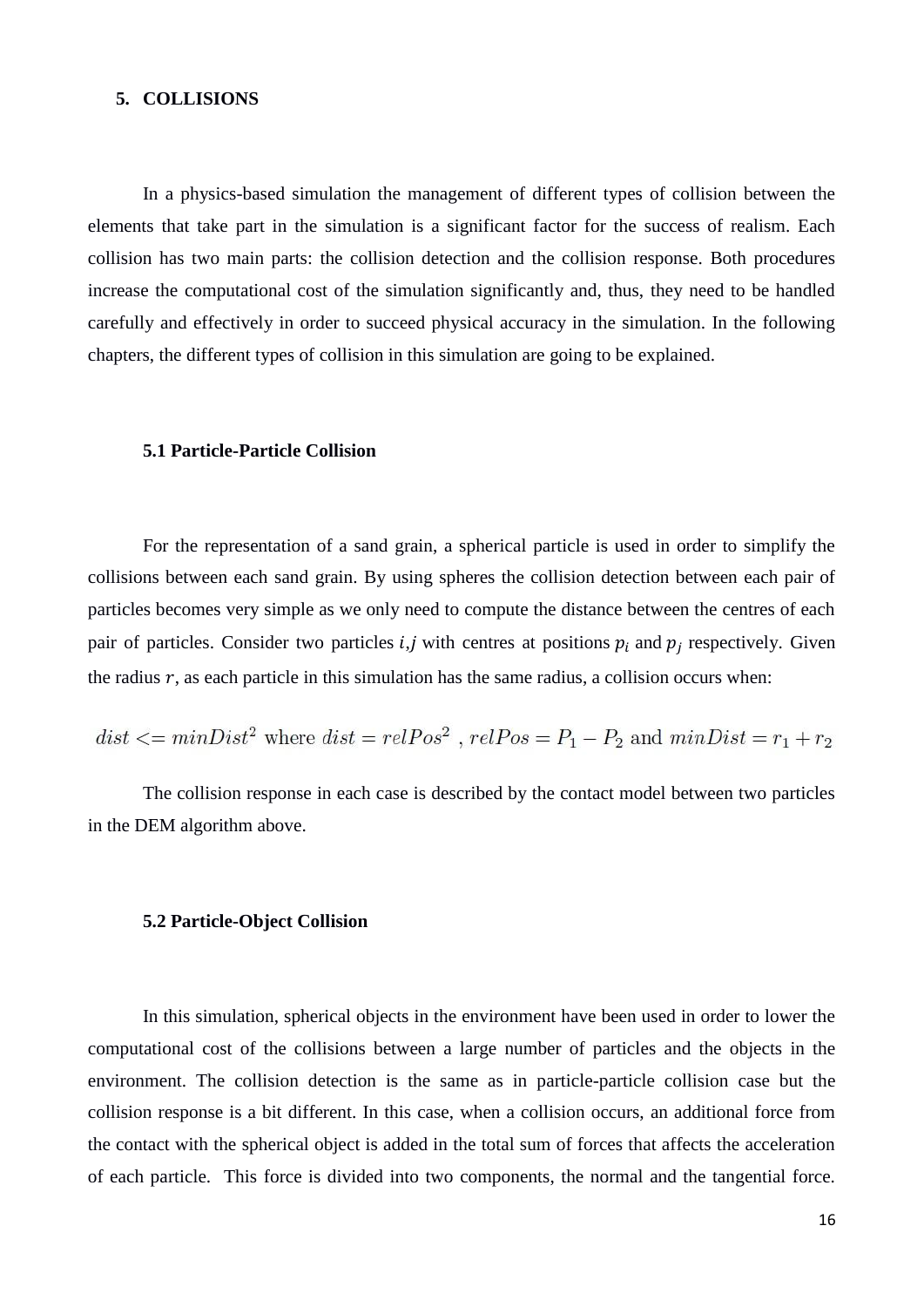## 5. COLLISIONS

In a physics-based simulation the management of different types of collision between the elements that take part in the simulation is a significant factor for the success of realism. Each collision has two main parts: the collision detection and the collision response. Both procedures increase the computational cost of the simulation significantly and, thus, they need to be handled carefully and effectively in order to succeed physical accuracy in the simulation. In the following chapters, the different types of collision in this simulation are going to be explained.

### 5.1 Particle-Particle Collision

For the representation of a sand grain, a spherical particle is used in order to simplify the collisions between each sand grain. By using spheres the collision detection between each pair of particles becomes very simple as we only need to compute the distance between the centres of each pair of particles. Consider two particles $i$,$j$ with centres at positions $p_i$ and $p_j$ respectively. Given the radius $r$, as each particle in this simulation has the same radius, a collision occurs when:

$$dist <= minDist^2 \text{ where } dist = relPos^2 \text{ , } relPos = P_1 - P_2 \text{ and } minDist = r_1 + r_2$$

The collision response in each case is described by the contact model between two particles in the DEM algorithm above.

### 5.2 Particle-Object Collision

In this simulation, spherical objects in the environment have been used in order to lower the computational cost of the collisions between a large number of particles and the objects in the environment. The collision detection is the same as in particle-particle collision case but the collision response is a bit different. In this case, when a collision occurs, an additional force from the contact with the spherical object is added in the total sum of forces that affects the acceleration of each particle. This force is divided into two components, the normal and the tangential force.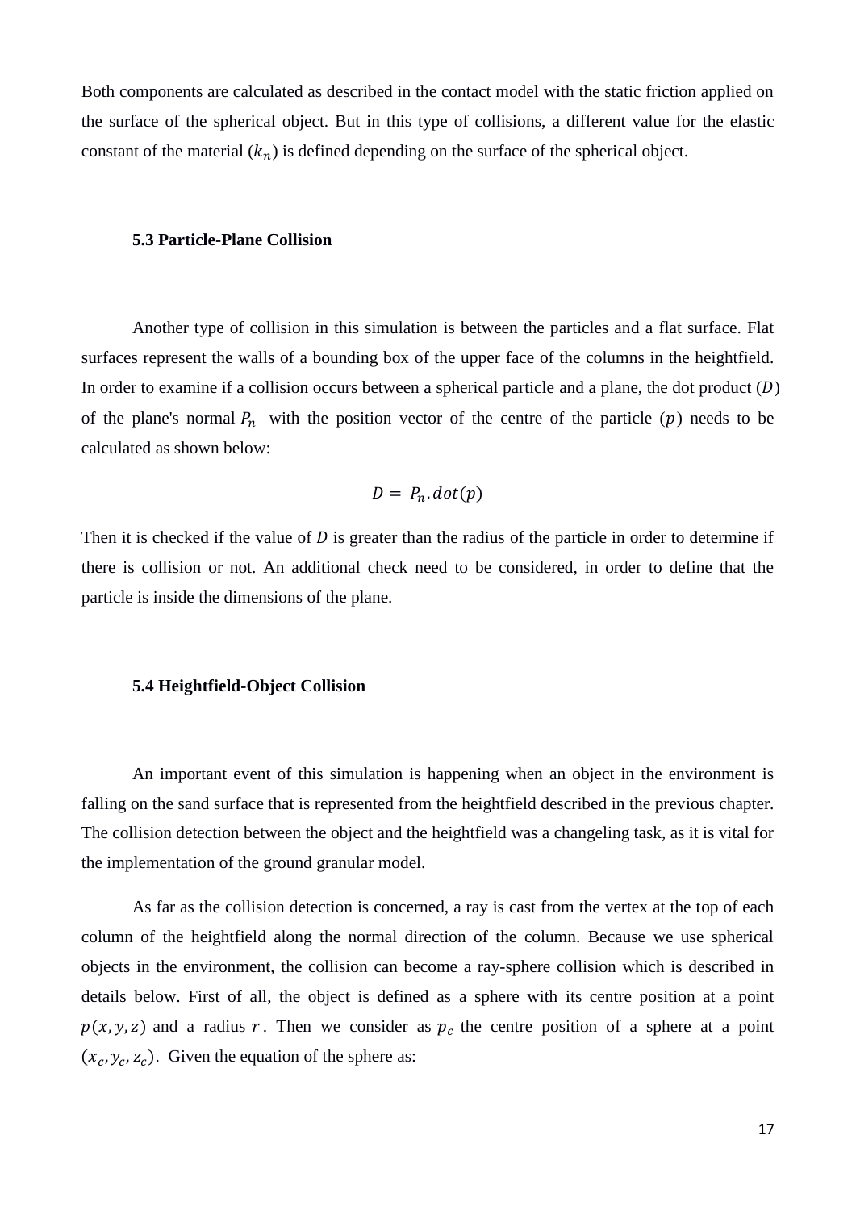Both components are calculated as described in the contact model with the static friction applied on the surface of the spherical object. But in this type of collisions, a different value for the elastic constant of the material ($k_n$) is defined depending on the surface of the spherical object.

### 5.3 Particle-Plane Collision

Another type of collision in this simulation is between the particles and a flat surface. Flat surfaces represent the walls of a bounding box of the upper face of the columns in the heightfield. In order to examine if a collision occurs between a spherical particle and a plane, the dot product ($D$) of the plane's normal $P_n$ with the position vector of the centre of the particle ($p$) needs to be calculated as shown below:

$$D = P_n.dot(p)$$

Then it is checked if the value of $D$ is greater than the radius of the particle in order to determine if there is collision or not. An additional check need to be considered, in order to define that the particle is inside the dimensions of the plane.

### 5.4 Heightfield-Object Collision

An important event of this simulation is happening when an object in the environment is falling on the sand surface that is represented from the heightfield described in the previous chapter. The collision detection between the object and the heightfield was a changeling task, as it is vital for the implementation of the ground granular model.

As far as the collision detection is concerned, a ray is cast from the vertex at the top of each column of the heightfield along the normal direction of the column. Because we use spherical objects in the environment, the collision can become a ray-sphere collision which is described in details below. First of all, the object is defined as a sphere with its centre position at a point $p(x, y, z)$ and a radius $r$. Then we consider as $p_c$ the centre position of a sphere at a point $(x_c, y_c, z_c)$. Given the equation of the sphere as: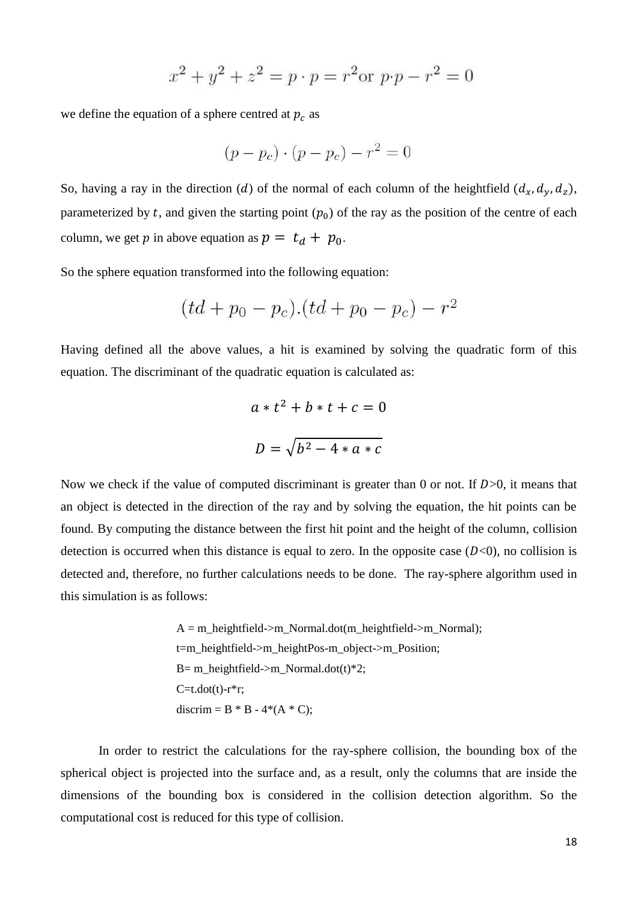$$x^2 + y^2 + z^2 = p \cdot p = r^2 \text{or } p{\cdot}p - r^2 = 0$$

we define the equation of a sphere centred at $p_c$ as

$$(p - p_c) \cdot (p - p_c) - r^2 = 0$$

So, having a ray in the direction ($d$) of the normal of each column of the heightfield ($d_x, d_y, d_z$), parameterized by $t$, and given the starting point ($p_0$) of the ray as the position of the centre of each column, we get $p$ in above equation as $p = t_d + p_0$.

So the sphere equation transformed into the following equation:

$$(td + p_0 - p_c).(td + p_0 - p_c) - r^2$$

Having defined all the above values, a hit is examined by solving the quadratic form of this equation. The discriminant of the quadratic equation is calculated as:

$$a * t^2 + b * t + c = 0$$

$$D = \sqrt{b^2 - 4 * a * c}$$

Now we check if the value of computed discriminant is greater than 0 or not. If $D$>0, it means that an object is detected in the direction of the ray and by solving the equation, the hit points can be found. By computing the distance between the first hit point and the height of the column, collision detection is occurred when this distance is equal to zero. In the opposite case ($D$<0), no collision is detected and, therefore, no further calculations needs to be done. The ray-sphere algorithm used in this simulation is as follows:

```
A = m_heightfield->m_Normal.dot(m_heightfield->m_Normal);
t=m_heightfield->m_heightPos-m_object->m_Position;
B= m_heightfield->m_Normal.dot(t)*2;
C=t.dot(t)-r*r;
discrim = B * B - 4*(A * C);
```

In order to restrict the calculations for the ray-sphere collision, the bounding box of the spherical object is projected into the surface and, as a result, only the columns that are inside the dimensions of the bounding box is considered in the collision detection algorithm. So the computational cost is reduced for this type of collision.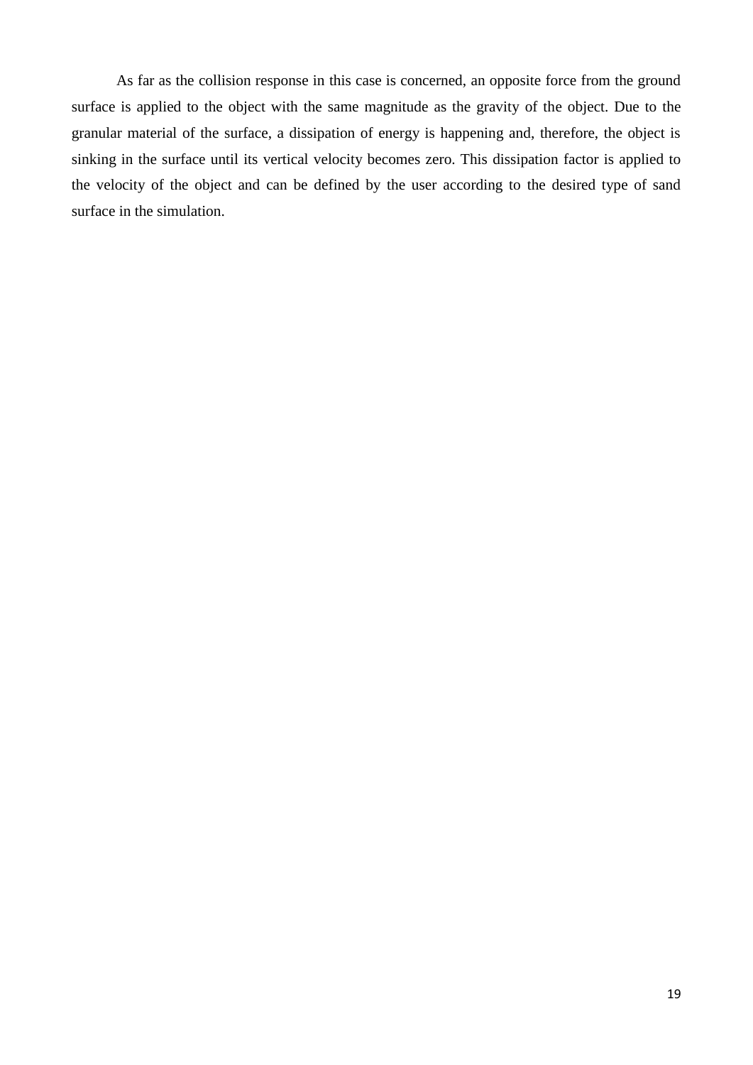As far as the collision response in this case is concerned, an opposite force from the ground surface is applied to the object with the same magnitude as the gravity of the object. Due to the granular material of the surface, a dissipation of energy is happening and, therefore, the object is sinking in the surface until its vertical velocity becomes zero. This dissipation factor is applied to the velocity of the object and can be defined by the user according to the desired type of sand surface in the simulation.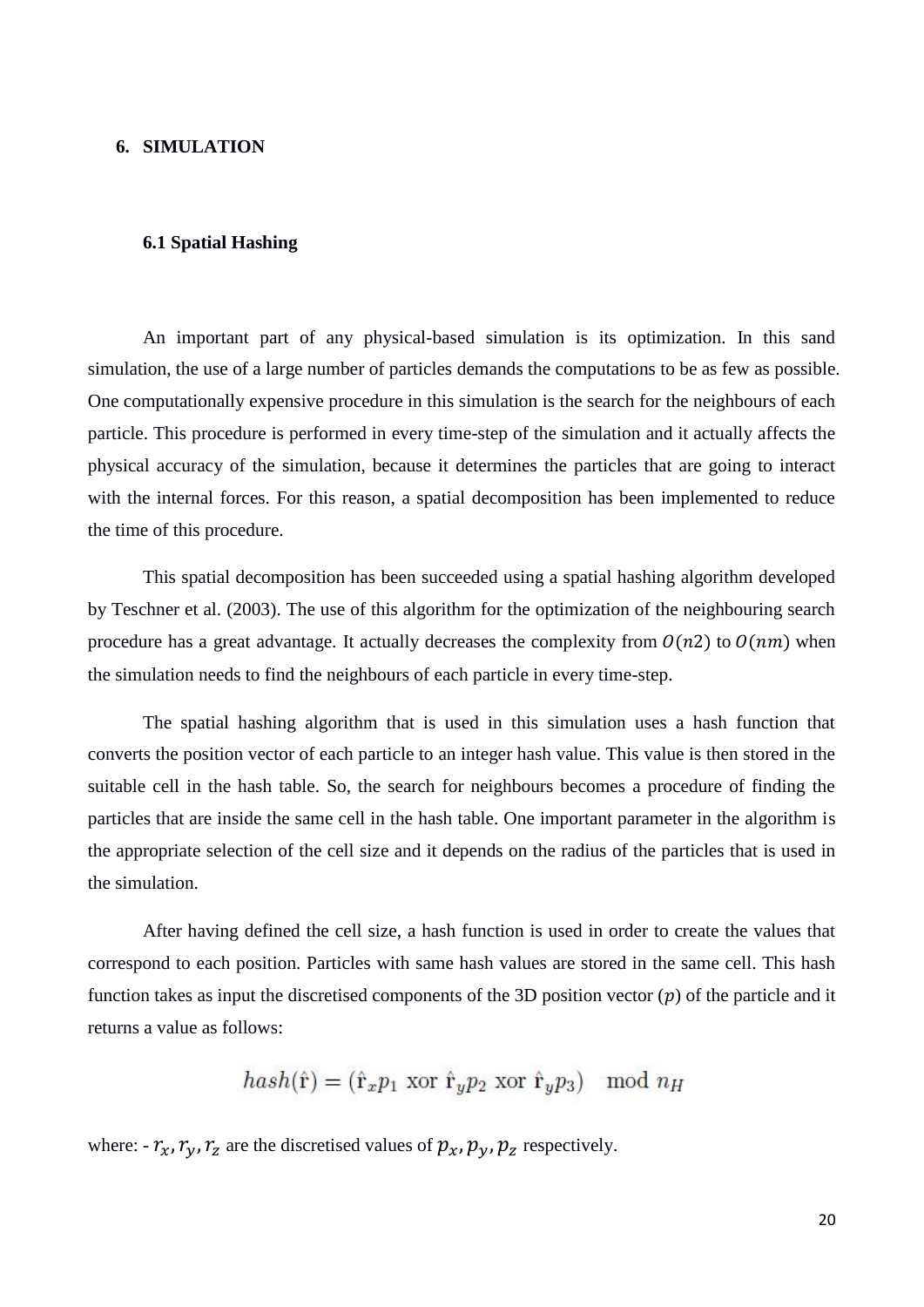## 6. SIMULATION

### 6.1 Spatial Hashing

An important part of any physical-based simulation is its optimization. In this sand simulation, the use of a large number of particles demands the computations to be as few as possible. One computationally expensive procedure in this simulation is the search for the neighbours of each particle. This procedure is performed in every time-step of the simulation and it actually affects the physical accuracy of the simulation, because it determines the particles that are going to interact with the internal forces. For this reason, a spatial decomposition has been implemented to reduce the time of this procedure.

This spatial decomposition has been succeeded using a spatial hashing algorithm developed by Teschner et al. (2003). The use of this algorithm for the optimization of the neighbouring search procedure has a great advantage. It actually decreases the complexity from $O(n2)$ to $O(nm)$ when the simulation needs to find the neighbours of each particle in every time-step.

The spatial hashing algorithm that is used in this simulation uses a hash function that converts the position vector of each particle to an integer hash value. This value is then stored in the suitable cell in the hash table. So, the search for neighbours becomes a procedure of finding the particles that are inside the same cell in the hash table. One important parameter in the algorithm is the appropriate selection of the cell size and it depends on the radius of the particles that is used in the simulation.

After having defined the cell size, a hash function is used in order to create the values that correspond to each position. Particles with same hash values are stored in the same cell. This hash function takes as input the discretised components of the 3D position vector ($p$) of the particle and it returns a value as follows:

$$hash(\hat{\mathrm{r}}) = (\hat{\mathrm{r}}_x p_1 \text{ xor } \hat{\mathrm{r}}_y p_2 \text{ xor } \hat{\mathrm{r}}_y p_3) \mod n_H$$

where: - $r_x, r_y, r_z$ are the discretised values of $p_x, p_y, p_z$ respectively.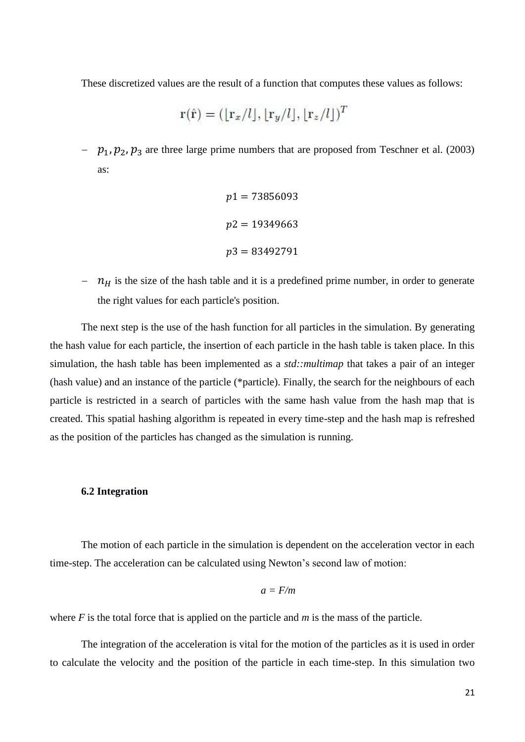These discretized values are the result of a function that computes these values as follows:

$$\mathrm{r}(\hat{\mathrm{r}}) = (\lfloor \mathrm{r}_x / l \rfloor, \lfloor \mathrm{r}_y / l \rfloor, \lfloor \mathrm{r}_z / l \rfloor)^T$$

- $p_1, p_2, p_3$ are three large prime numbers that are proposed from Teschner et al. (2003) as:

$$p1 = 73856093$$

$$p2 = 19349663$$

$$p3 = 83492791$$

- $n_H$ is the size of the hash table and it is a predefined prime number, in order to generate the right values for each particle's position.

The next step is the use of the hash function for all particles in the simulation. By generating the hash value for each particle, the insertion of each particle in the hash table is taken place. In this simulation, the hash table has been implemented as a *std::multimap* that takes a pair of an integer (hash value) and an instance of the particle (*particle). Finally, the search for the neighbours of each particle is restricted in a search of particles with the same hash value from the hash map that is created. This spatial hashing algorithm is repeated in every time-step and the hash map is refreshed as the position of the particles has changed as the simulation is running.

### 6.2 Integration

The motion of each particle in the simulation is dependent on the acceleration vector in each time-step. The acceleration can be calculated using Newton's second law of motion:

$$a = F/m$$

where *F* is the total force that is applied on the particle and *m* is the mass of the particle.

The integration of the acceleration is vital for the motion of the particles as it is used in order to calculate the velocity and the position of the particle in each time-step. In this simulation two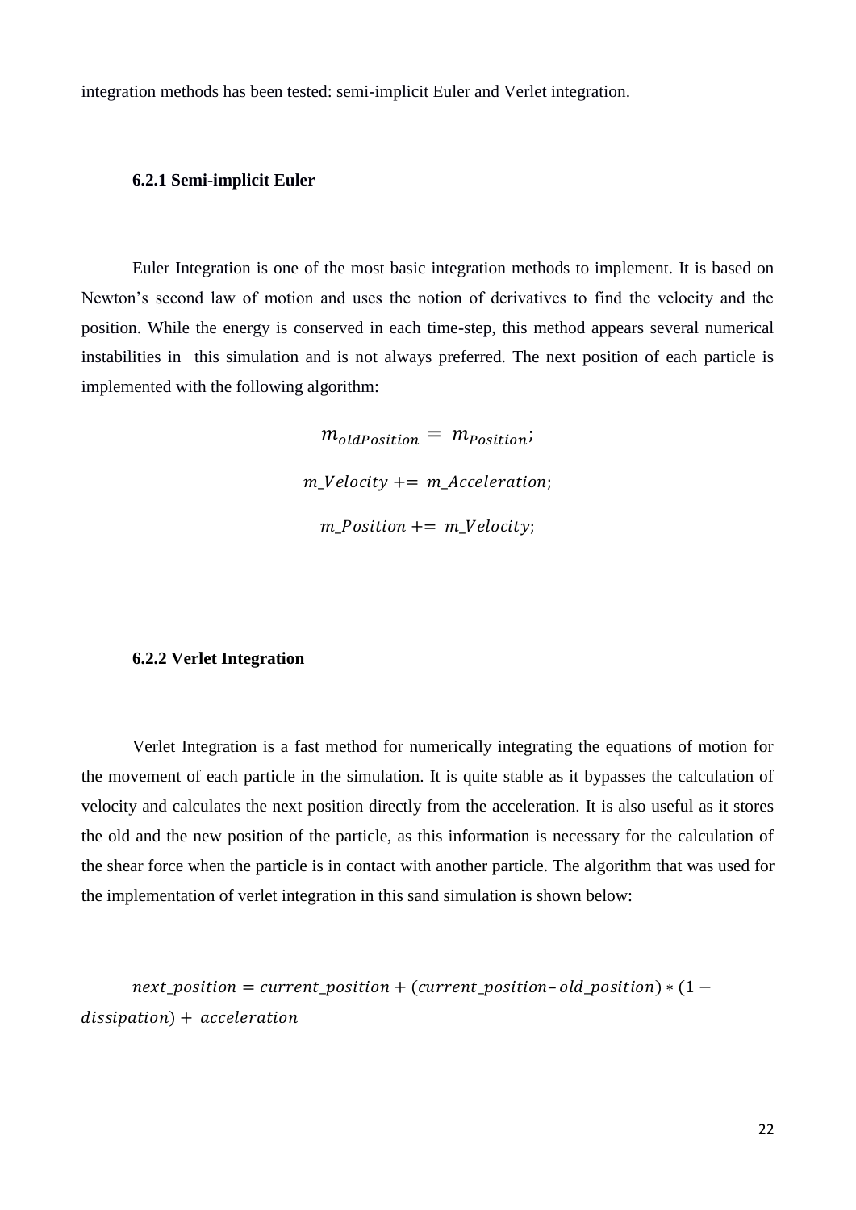integration methods has been tested: semi-implicit Euler and Verlet integration.

### 6.2.1 Semi-implicit Euler

Euler Integration is one of the most basic integration methods to implement. It is based on Newton's second law of motion and uses the notion of derivatives to find the velocity and the position. While the energy is conserved in each time-step, this method appears several numerical instabilities in this simulation and is not always preferred. The next position of each particle is implemented with the following algorithm:

$$m_{oldPosition} = m_{Position};$$

$$m\_Velocity += m\_Acceleration;$$

$$m\_Position += m\_Velocity;$$

### 6.2.2 Verlet Integration

Verlet Integration is a fast method for numerically integrating the equations of motion for the movement of each particle in the simulation. It is quite stable as it bypasses the calculation of velocity and calculates the next position directly from the acceleration. It is also useful as it stores the old and the new position of the particle, as this information is necessary for the calculation of the shear force when the particle is in contact with another particle. The algorithm that was used for the implementation of verlet integration in this sand simulation is shown below:

$$next\_position = current\_position + (current\_position - old\_position) * (1 - dissipation) + acceleration$$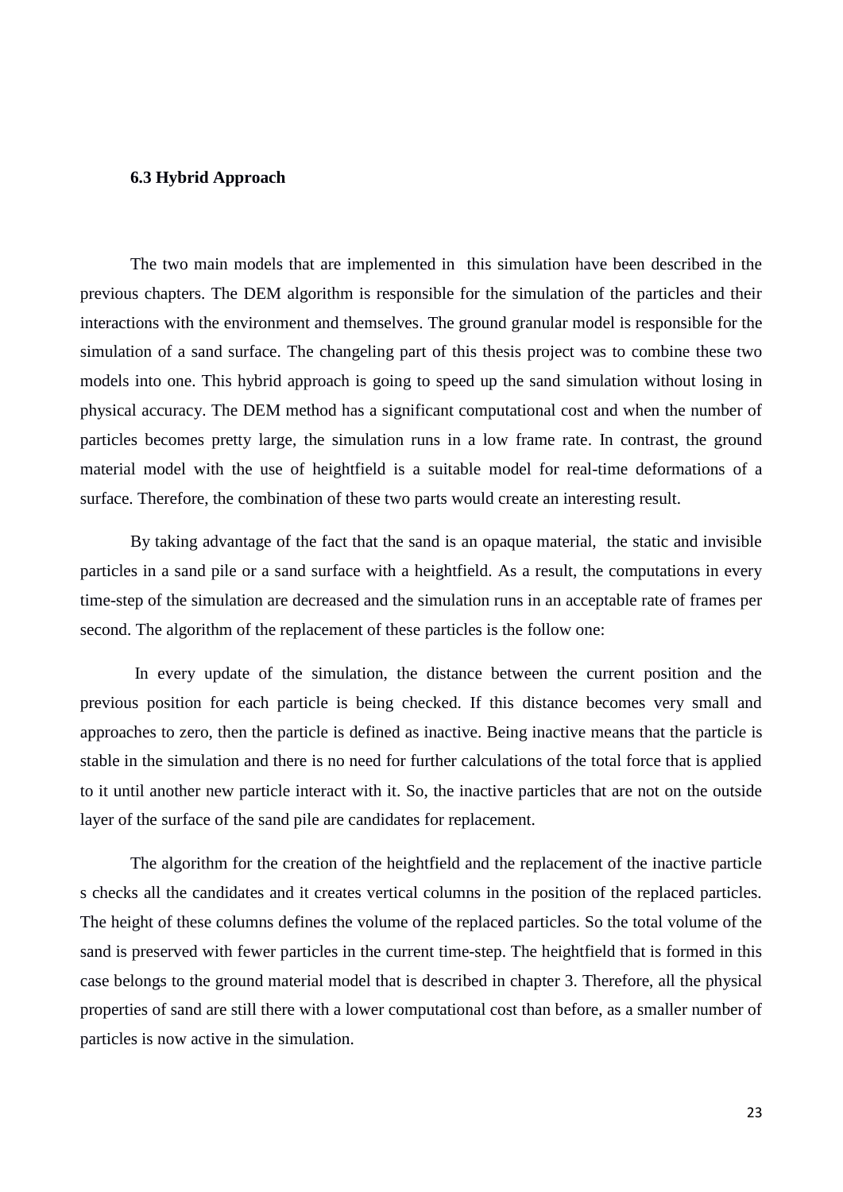### 6.3 Hybrid Approach

The two main models that are implemented in this simulation have been described in the previous chapters. The DEM algorithm is responsible for the simulation of the particles and their interactions with the environment and themselves. The ground granular model is responsible for the simulation of a sand surface. The changeling part of this thesis project was to combine these two models into one. This hybrid approach is going to speed up the sand simulation without losing in physical accuracy. The DEM method has a significant computational cost and when the number of particles becomes pretty large, the simulation runs in a low frame rate. In contrast, the ground material model with the use of heightfield is a suitable model for real-time deformations of a surface. Therefore, the combination of these two parts would create an interesting result.

By taking advantage of the fact that the sand is an opaque material, the static and invisible particles in a sand pile or a sand surface with a heightfield. As a result, the computations in every time-step of the simulation are decreased and the simulation runs in an acceptable rate of frames per second. The algorithm of the replacement of these particles is the follow one:

In every update of the simulation, the distance between the current position and the previous position for each particle is being checked. If this distance becomes very small and approaches to zero, then the particle is defined as inactive. Being inactive means that the particle is stable in the simulation and there is no need for further calculations of the total force that is applied to it until another new particle interact with it. So, the inactive particles that are not on the outside layer of the surface of the sand pile are candidates for replacement.

The algorithm for the creation of the heightfield and the replacement of the inactive particle s checks all the candidates and it creates vertical columns in the position of the replaced particles. The height of these columns defines the volume of the replaced particles. So the total volume of the sand is preserved with fewer particles in the current time-step. The heightfield that is formed in this case belongs to the ground material model that is described in chapter 3. Therefore, all the physical properties of sand are still there with a lower computational cost than before, as a smaller number of particles is now active in the simulation.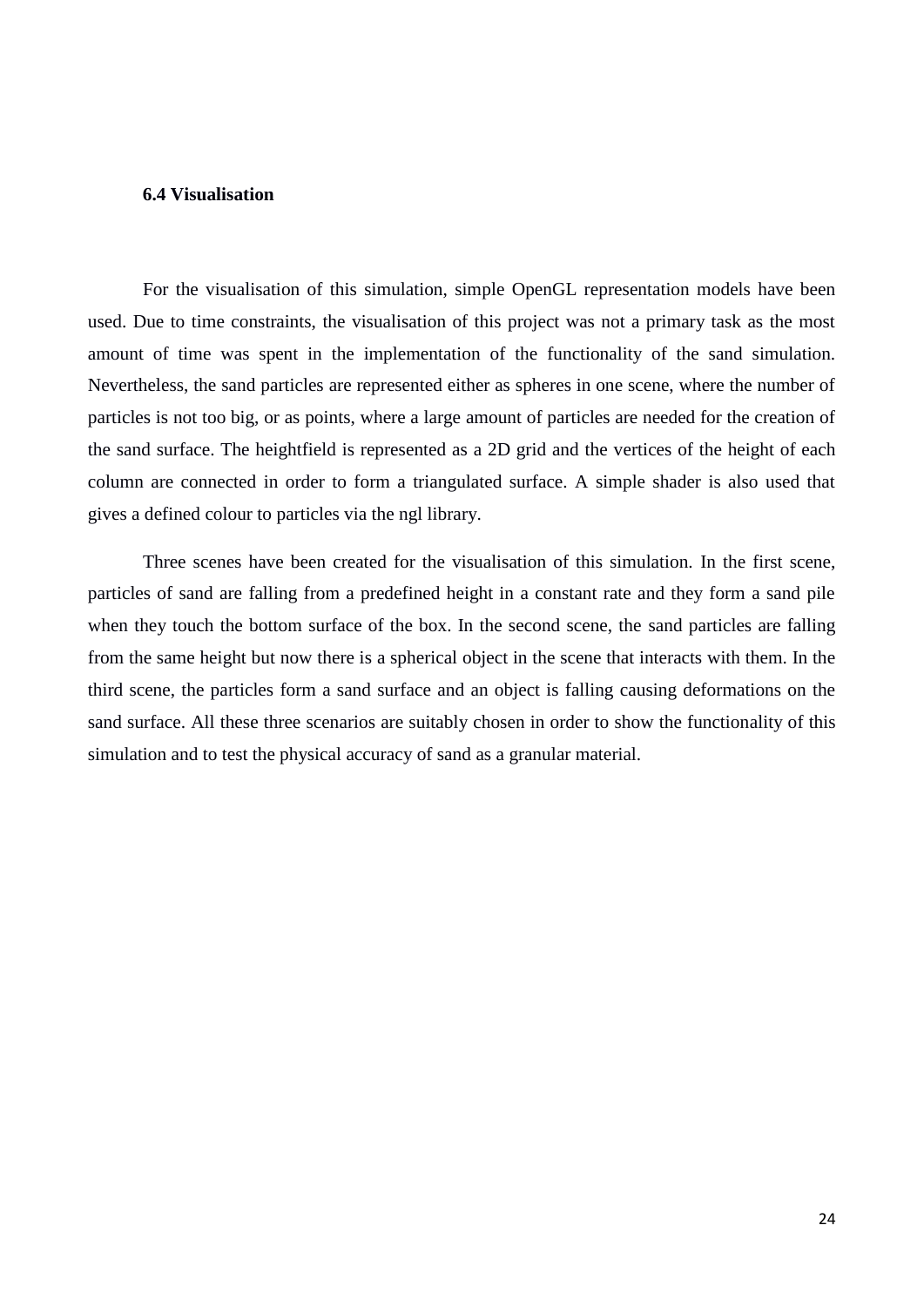### 6.4 Visualisation

For the visualisation of this simulation, simple OpenGL representation models have been used. Due to time constraints, the visualisation of this project was not a primary task as the most amount of time was spent in the implementation of the functionality of the sand simulation. Nevertheless, the sand particles are represented either as spheres in one scene, where the number of particles is not too big, or as points, where a large amount of particles are needed for the creation of the sand surface. The heightfield is represented as a 2D grid and the vertices of the height of each column are connected in order to form a triangulated surface. A simple shader is also used that gives a defined colour to particles via the ngl library.

Three scenes have been created for the visualisation of this simulation. In the first scene, particles of sand are falling from a predefined height in a constant rate and they form a sand pile when they touch the bottom surface of the box. In the second scene, the sand particles are falling from the same height but now there is a spherical object in the scene that interacts with them. In the third scene, the particles form a sand surface and an object is falling causing deformations on the sand surface. All these three scenarios are suitably chosen in order to show the functionality of this simulation and to test the physical accuracy of sand as a granular material.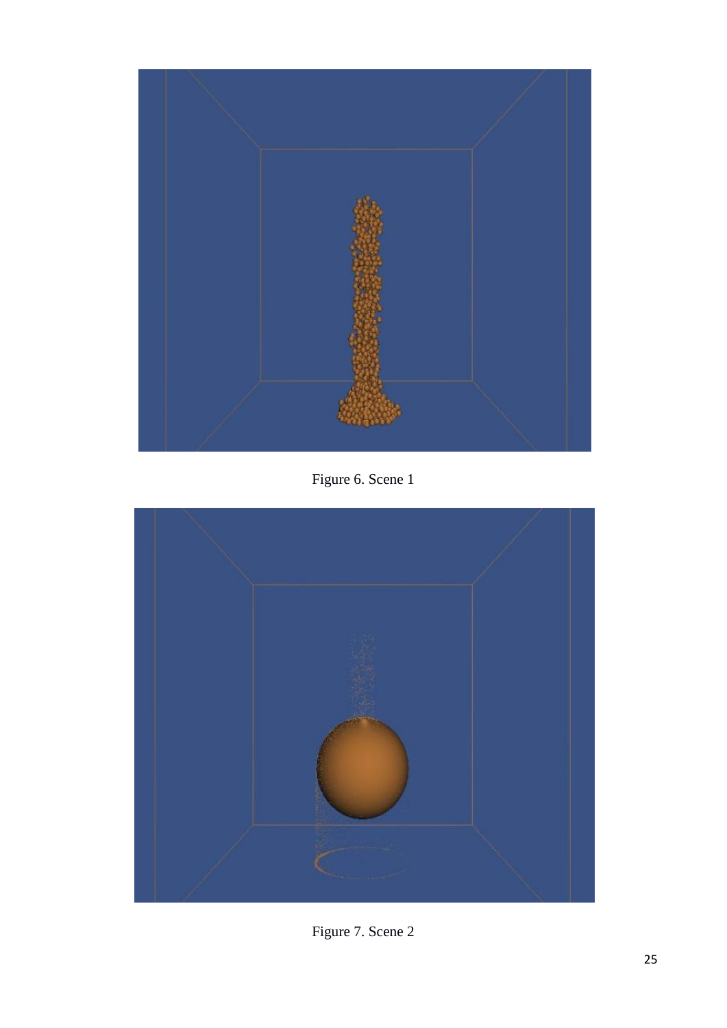Figure 6. Scene 1

Figure 7. Scene 2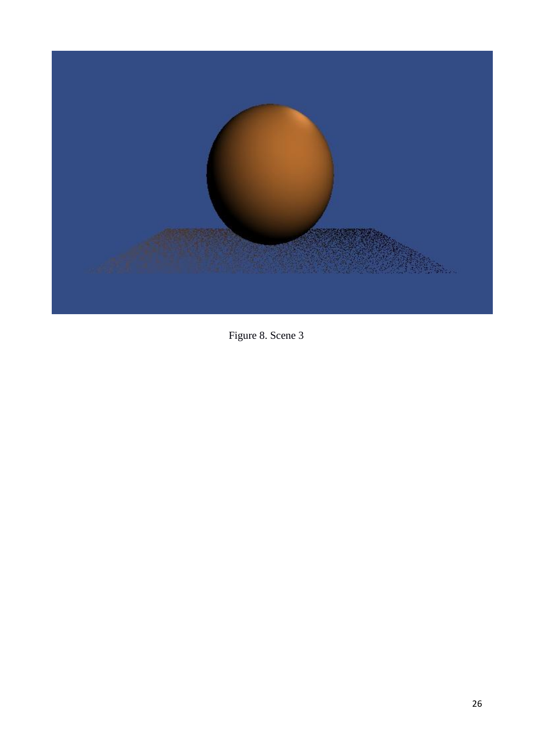Figure 8. Scene 3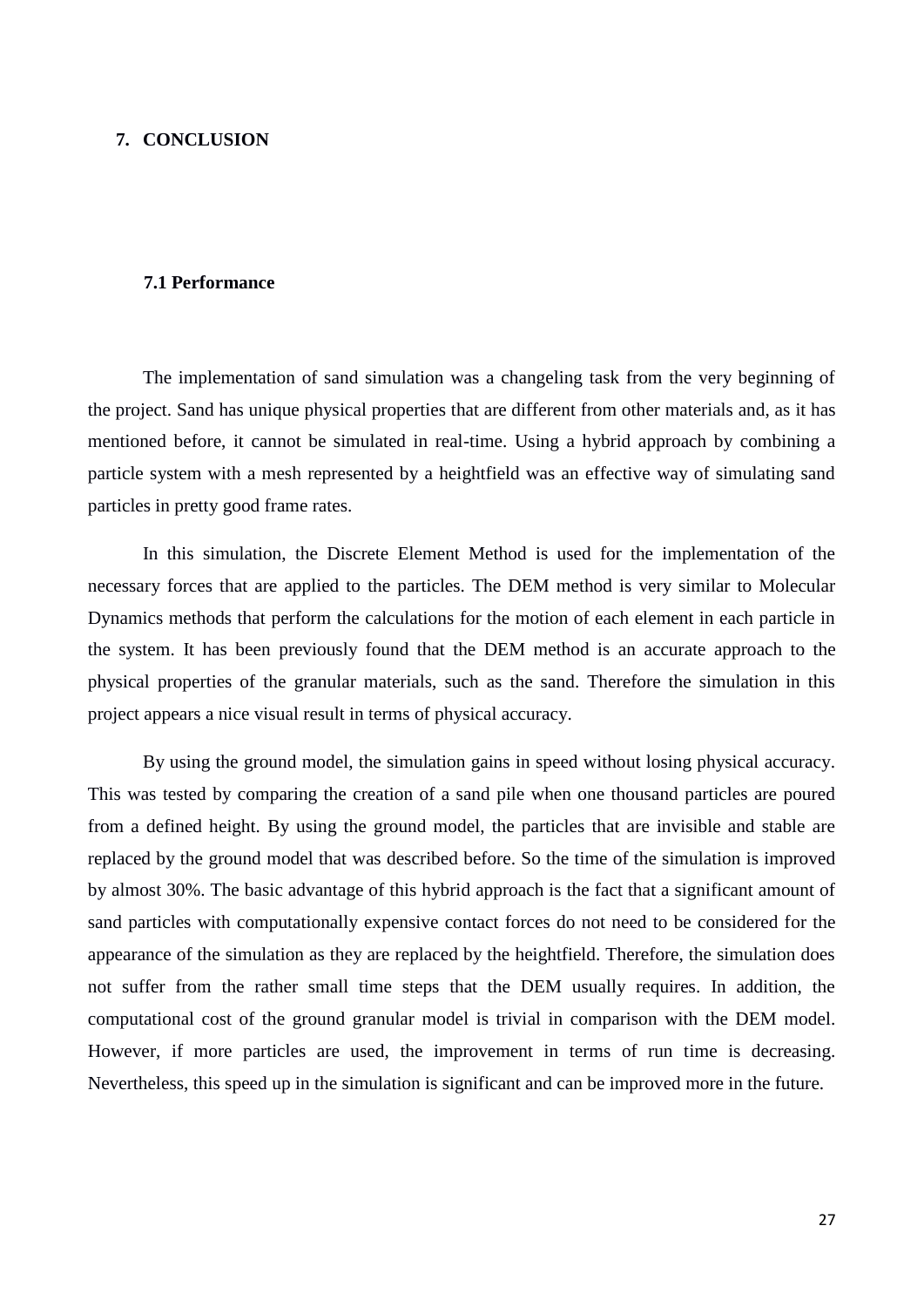# 7. CONCLUSION

## 7.1 Performance

The implementation of sand simulation was a changeling task from the very beginning of the project. Sand has unique physical properties that are different from other materials and, as it has mentioned before, it cannot be simulated in real-time. Using a hybrid approach by combining a particle system with a mesh represented by a heightfield was an effective way of simulating sand particles in pretty good frame rates.

In this simulation, the Discrete Element Method is used for the implementation of the necessary forces that are applied to the particles. The DEM method is very similar to Molecular Dynamics methods that perform the calculations for the motion of each element in each particle in the system. It has been previously found that the DEM method is an accurate approach to the physical properties of the granular materials, such as the sand. Therefore the simulation in this project appears a nice visual result in terms of physical accuracy.

By using the ground model, the simulation gains in speed without losing physical accuracy. This was tested by comparing the creation of a sand pile when one thousand particles are poured from a defined height. By using the ground model, the particles that are invisible and stable are replaced by the ground model that was described before. So the time of the simulation is improved by almost 30%. The basic advantage of this hybrid approach is the fact that a significant amount of sand particles with computationally expensive contact forces do not need to be considered for the appearance of the simulation as they are replaced by the heightfield. Therefore, the simulation does not suffer from the rather small time steps that the DEM usually requires. In addition, the computational cost of the ground granular model is trivial in comparison with the DEM model. However, if more particles are used, the improvement in terms of run time is decreasing. Nevertheless, this speed up in the simulation is significant and can be improved more in the future.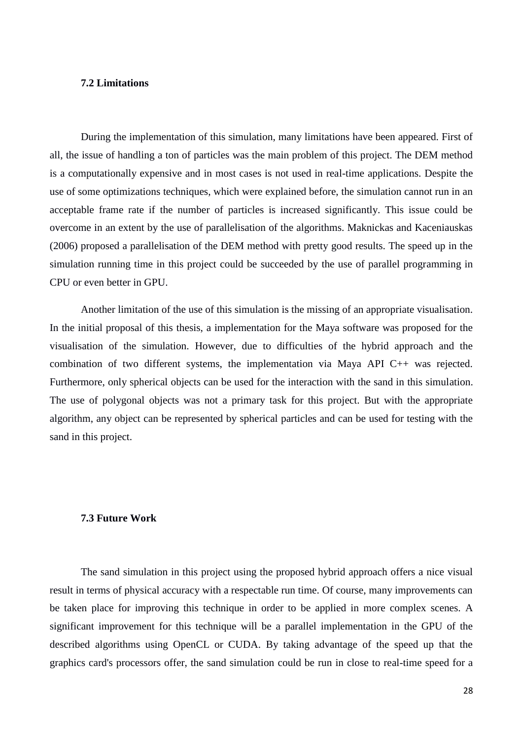### 7.2 Limitations

During the implementation of this simulation, many limitations have been appeared. First of all, the issue of handling a ton of particles was the main problem of this project. The DEM method is a computationally expensive and in most cases is not used in real-time applications. Despite the use of some optimizations techniques, which were explained before, the simulation cannot run in an acceptable frame rate if the number of particles is increased significantly. This issue could be overcome in an extent by the use of parallelisation of the algorithms. Maknickas and Kaceniauskas (2006) proposed a parallelisation of the DEM method with pretty good results. The speed up in the simulation running time in this project could be succeeded by the use of parallel programming in CPU or even better in GPU.

Another limitation of the use of this simulation is the missing of an appropriate visualisation. In the initial proposal of this thesis, a implementation for the Maya software was proposed for the visualisation of the simulation. However, due to difficulties of the hybrid approach and the combination of two different systems, the implementation via Maya API C++ was rejected. Furthermore, only spherical objects can be used for the interaction with the sand in this simulation. The use of polygonal objects was not a primary task for this project. But with the appropriate algorithm, any object can be represented by spherical particles and can be used for testing with the sand in this project.

### 7.3 Future Work

The sand simulation in this project using the proposed hybrid approach offers a nice visual result in terms of physical accuracy with a respectable run time. Of course, many improvements can be taken place for improving this technique in order to be applied in more complex scenes. A significant improvement for this technique will be a parallel implementation in the GPU of the described algorithms using OpenCL or CUDA. By taking advantage of the speed up that the graphics card's processors offer, the sand simulation could be run in close to real-time speed for a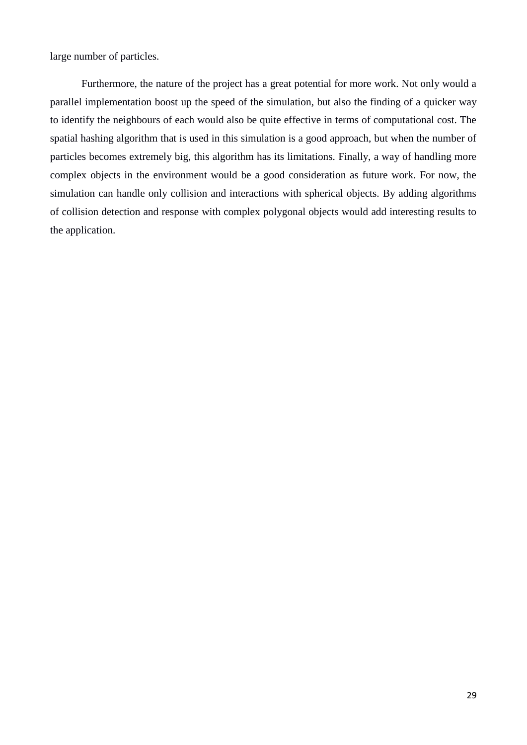large number of particles.

Furthermore, the nature of the project has a great potential for more work. Not only would a parallel implementation boost up the speed of the simulation, but also the finding of a quicker way to identify the neighbours of each would also be quite effective in terms of computational cost. The spatial hashing algorithm that is used in this simulation is a good approach, but when the number of particles becomes extremely big, this algorithm has its limitations. Finally, a way of handling more complex objects in the environment would be a good consideration as future work. For now, the simulation can handle only collision and interactions with spherical objects. By adding algorithms of collision detection and response with complex polygonal objects would add interesting results to the application.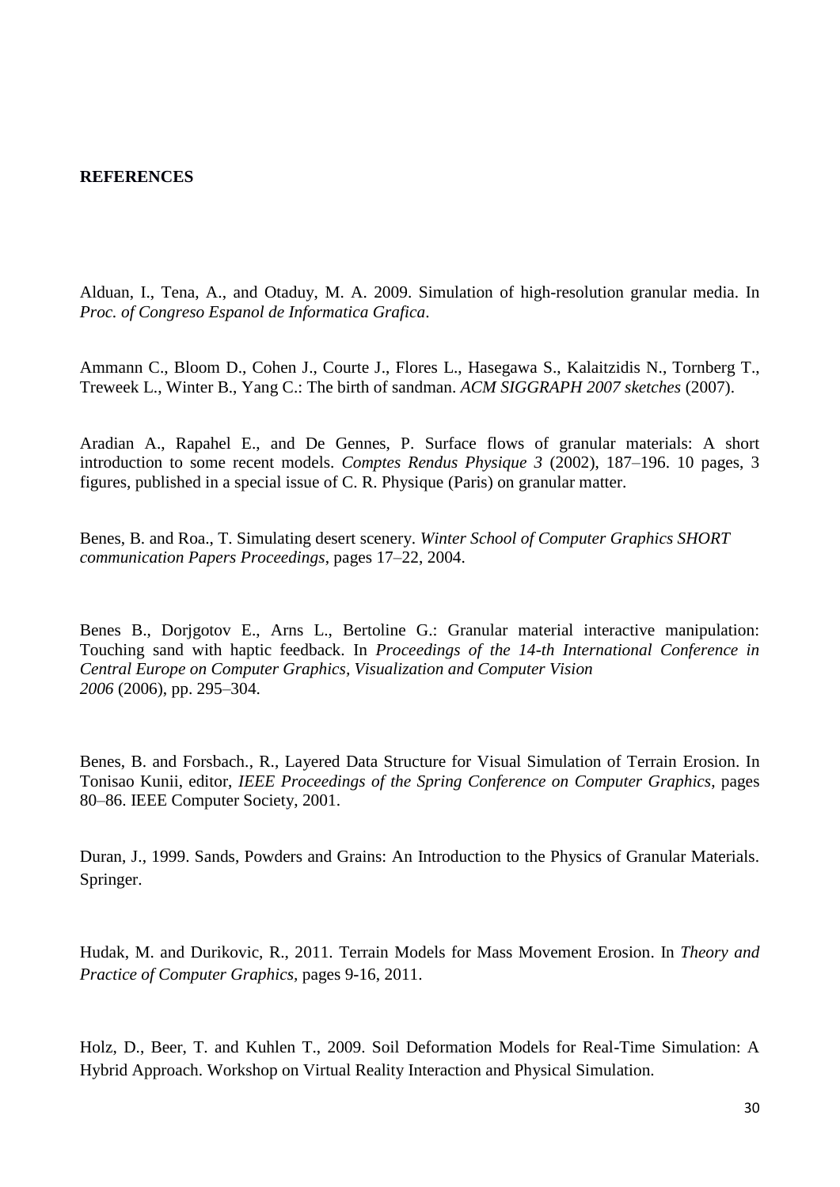**REFERENCES**

Alduan, I., Tena, A., and Otaduy, M. A. 2009. Simulation of high-resolution granular media. In *Proc. of Congreso Espanol de Informatica Grafica*.

Ammann C., Bloom D., Cohen J., Courte J., Flores L., Hasegawa S., Kalaitzidis N., Tornberg T., Treweek L., Winter B., Yang C.: The birth of sandman. *ACM SIGGRAPH 2007 sketches* (2007).

Aradian A., Rapahel E., and De Gennes, P. Surface flows of granular materials: A short introduction to some recent models. *Comptes Rendus Physique 3* (2002), 187–196. 10 pages, 3 figures, published in a special issue of C. R. Physique (Paris) on granular matter.

Benes, B. and Roa., T. Simulating desert scenery. *Winter School of Computer Graphics SHORT communication Papers Proceedings*, pages 17–22, 2004.

Benes B., Dorjgotov E., Arns L., Bertoline G.: Granular material interactive manipulation: Touching sand with haptic feedback. In *Proceedings of the 14-th International Conference in Central Europe on Computer Graphics, Visualization and Computer Vision 2006* (2006), pp. 295–304.

Benes, B. and Forsbach., R., Layered Data Structure for Visual Simulation of Terrain Erosion. In Tonisao Kunii, editor, *IEEE Proceedings of the Spring Conference on Computer Graphics*, pages 80–86. IEEE Computer Society, 2001.

Duran, J., 1999. Sands, Powders and Grains: An Introduction to the Physics of Granular Materials. Springer.

Hudak, M. and Durikovic, R., 2011. Terrain Models for Mass Movement Erosion. In *Theory and Practice of Computer Graphics*, pages 9-16, 2011.

Holz, D., Beer, T. and Kuhlen T., 2009. Soil Deformation Models for Real-Time Simulation: A Hybrid Approach. Workshop on Virtual Reality Interaction and Physical Simulation.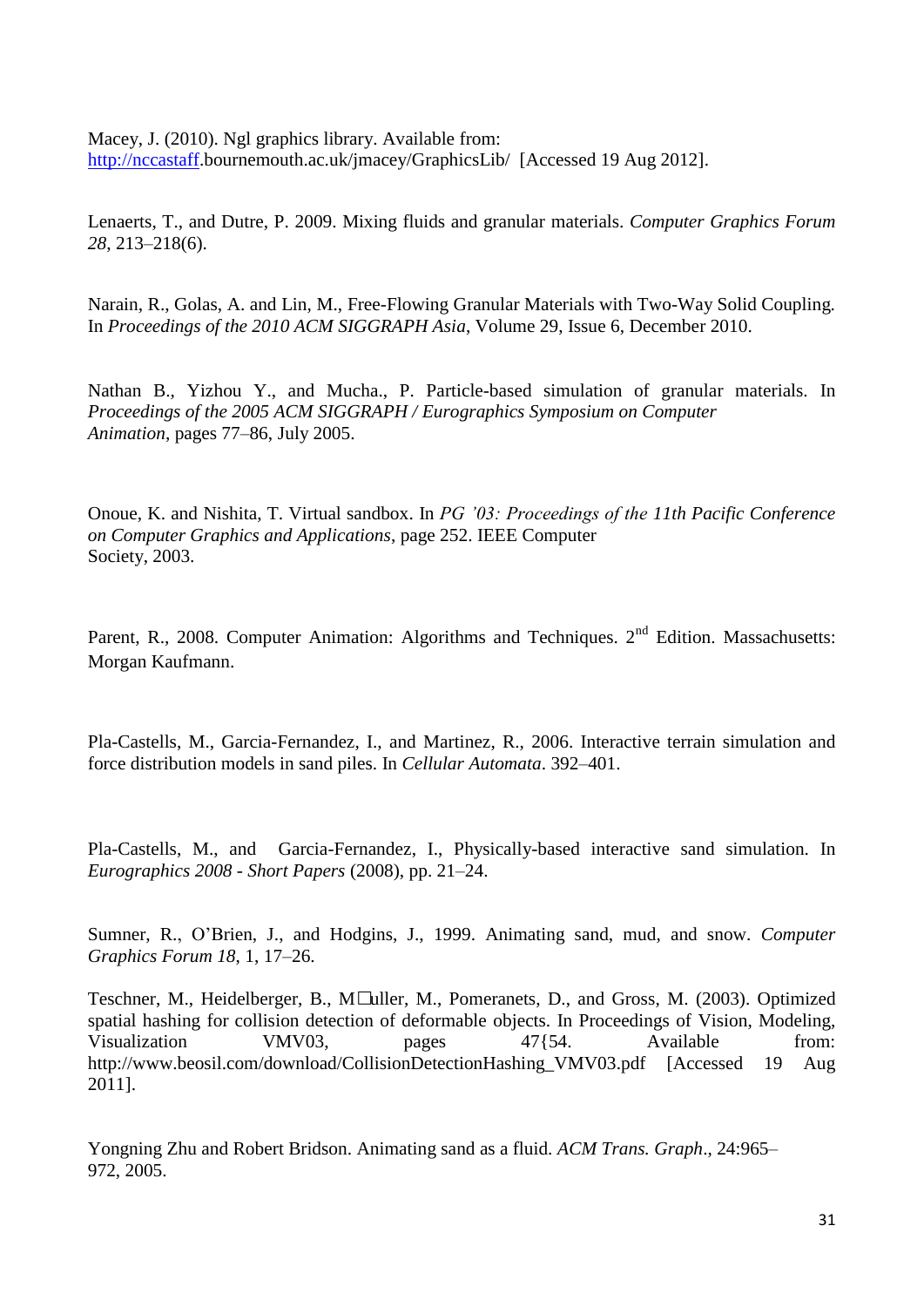Macey, J. (2010). Ngl graphics library. Available from: http://nccastaff.bournemouth.ac.uk/jmacey/GraphicsLib/ [Accessed 19 Aug 2012].

Lenaerts, T., and Dutre, P. 2009. Mixing fluids and granular materials. *Computer Graphics Forum 28*, 213–218(6).

Narain, R., Golas, A. and Lin, M., Free-Flowing Granular Materials with Two-Way Solid Coupling. In *Proceedings of the 2010 ACM SIGGRAPH Asia*, Volume 29, Issue 6, December 2010.

Nathan B., Yizhou Y., and Mucha., P. Particle-based simulation of granular materials. In *Proceedings of the 2005 ACM SIGGRAPH / Eurographics Symposium on Computer Animation*, pages 77–86, July 2005.

Onoue, K. and Nishita, T. Virtual sandbox. In *PG '03: Proceedings of the 11th Pacific Conference on Computer Graphics and Applications*, page 252. IEEE Computer Society, 2003.

Parent, R., 2008. Computer Animation: Algorithms and Techniques. 2nd Edition. Massachusetts: Morgan Kaufmann.

Pla-Castells, M., Garcia-Fernandez, I., and Martinez, R., 2006. Interactive terrain simulation and force distribution models in sand piles. In *Cellular Automata*. 392–401.

Pla-Castells, M., and Garcia-Fernandez, I., Physically-based interactive sand simulation. In *Eurographics 2008 - Short Papers* (2008), pp. 21–24.

Sumner, R., O'Brien, J., and Hodgins, J., 1999. Animating sand, mud, and snow. *Computer Graphics Forum 18*, 1, 17–26.

Teschner, M., Heidelberger, B., M□uller, M., Pomeranets, D., and Gross, M. (2003). Optimized spatial hashing for collision detection of deformable objects. In Proceedings of Vision, Modeling, Visualization VMV03, pages 47{54. Available from: http://www.beosil.com/download/CollisionDetectionHashing_VMV03.pdf [Accessed 19 Aug 2011].

Yongning Zhu and Robert Bridson. Animating sand as a fluid. *ACM Trans. Graph*., 24:965–972, 2005.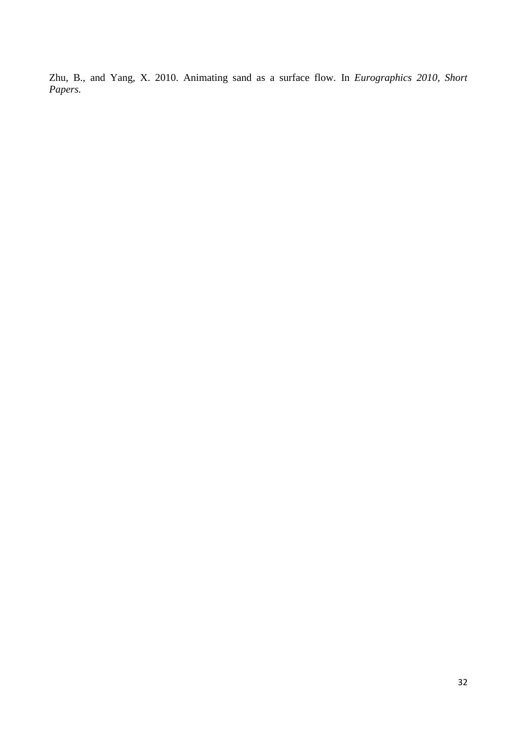Zhu, B., and Yang, X. 2010. Animating sand as a surface flow. In *Eurographics 2010, Short Papers.*